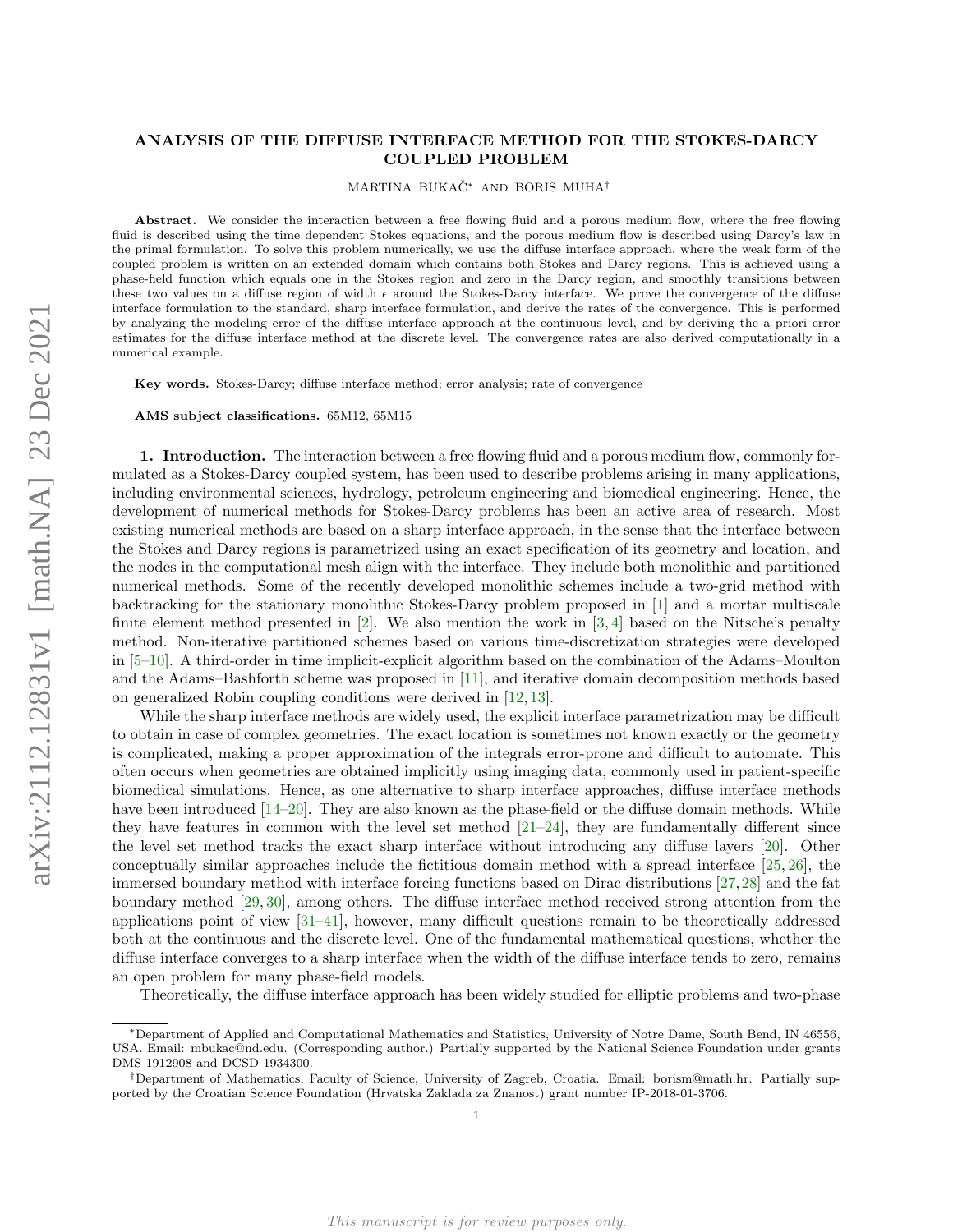# ANALYSIS OF THE DIFFUSE INTERFACE METHOD FOR THE STOKES-DARCY COUPLED PROBLEM

MARTINA BUKAČ* AND BORIS MUHA†

**Abstract.** We consider the interaction between a free flowing fluid and a porous medium flow, where the free flowing fluid is described using the time dependent Stokes equations, and the porous medium flow is described using Darcy's law in the primal formulation. To solve this problem numerically, we use the diffuse interface approach, where the weak form of the coupled problem is written on an extended domain which contains both Stokes and Darcy regions. This is achieved using a phase-field function which equals one in the Stokes region and zero in the Darcy region, and smoothly transitions between these two values on a diffuse region of width $\epsilon$ around the Stokes-Darcy interface. We prove the convergence of the diffuse interface formulation to the standard, sharp interface formulation, and derive the rates of the convergence. This is performed by analyzing the modeling error of the diffuse interface approach at the continuous level, and by deriving the a priori error estimates for the diffuse interface method at the discrete level. The convergence rates are also derived computationally in a numerical example.

**Key words.** Stokes-Darcy; diffuse interface method; error analysis; rate of convergence

**AMS subject classifications.** 65M12, 65M15

## 1. Introduction.

The interaction between a free flowing fluid and a porous medium flow, commonly formulated as a Stokes-Darcy coupled system, has been used to describe problems arising in many applications, including environmental sciences, hydrology, petroleum engineering and biomedical engineering. Hence, the development of numerical methods for Stokes-Darcy problems has been an active area of research. Most existing numerical methods are based on a sharp interface approach, in the sense that the interface between the Stokes and Darcy regions is parametrized using an exact specification of its geometry and location, and the nodes in the computational mesh align with the interface. They include both monolithic and partitioned numerical methods. Some of the recently developed monolithic schemes include a two-grid method with backtracking for the stationary monolithic Stokes-Darcy problem proposed in [1] and a mortar multiscale finite element method presented in [2]. We also mention the work in [3,4] based on the Nitsche's penalty method. Non-iterative partitioned schemes based on various time-discretization strategies were developed in [5–10]. A third-order in time implicit-explicit algorithm based on the combination of the Adams–Moulton and the Adams–Bashforth scheme was proposed in [11], and iterative domain decomposition methods based on generalized Robin coupling conditions were derived in [12,13].

While the sharp interface methods are widely used, the explicit interface parametrization may be difficult to obtain in case of complex geometries. The exact location is sometimes not known exactly or the geometry is complicated, making a proper approximation of the integrals error-prone and difficult to automate. This often occurs when geometries are obtained implicitly using imaging data, commonly used in patient-specific biomedical simulations. Hence, as one alternative to sharp interface approaches, diffuse interface methods have been introduced [14–20]. They are also known as the phase-field or the diffuse domain methods. While they have features in common with the level set method [21–24], they are fundamentally different since the level set method tracks the exact sharp interface without introducing any diffuse layers [20]. Other conceptually similar approaches include the fictitious domain method with a spread interface [25,26], the immersed boundary method with interface forcing functions based on Dirac distributions [27,28] and the fat boundary method [29,30], among others. The diffuse interface method received strong attention from the applications point of view [31–41], however, many difficult questions remain to be theoretically addressed both at the continuous and the discrete level. One of the fundamental mathematical questions, whether the diffuse interface converges to a sharp interface when the width of the diffuse interface tends to zero, remains an open problem for many phase-field models.

Theoretically, the diffuse interface approach has been widely studied for elliptic problems and two-phase

---

*Department of Applied and Computational Mathematics and Statistics, University of Notre Dame, South Bend, IN 46556, USA. Email: mbukac@nd.edu. (Corresponding author.) Partially supported by the National Science Foundation under grants DMS 1912908 and DCSD 1934300.

†Department of Mathematics, Faculty of Science, University of Zagreb, Croatia. Email: borism@math.hr. Partially supported by the Croatian Science Foundation (Hrvatska Zaklada za Znanost) grant number IP-2018-01-3706.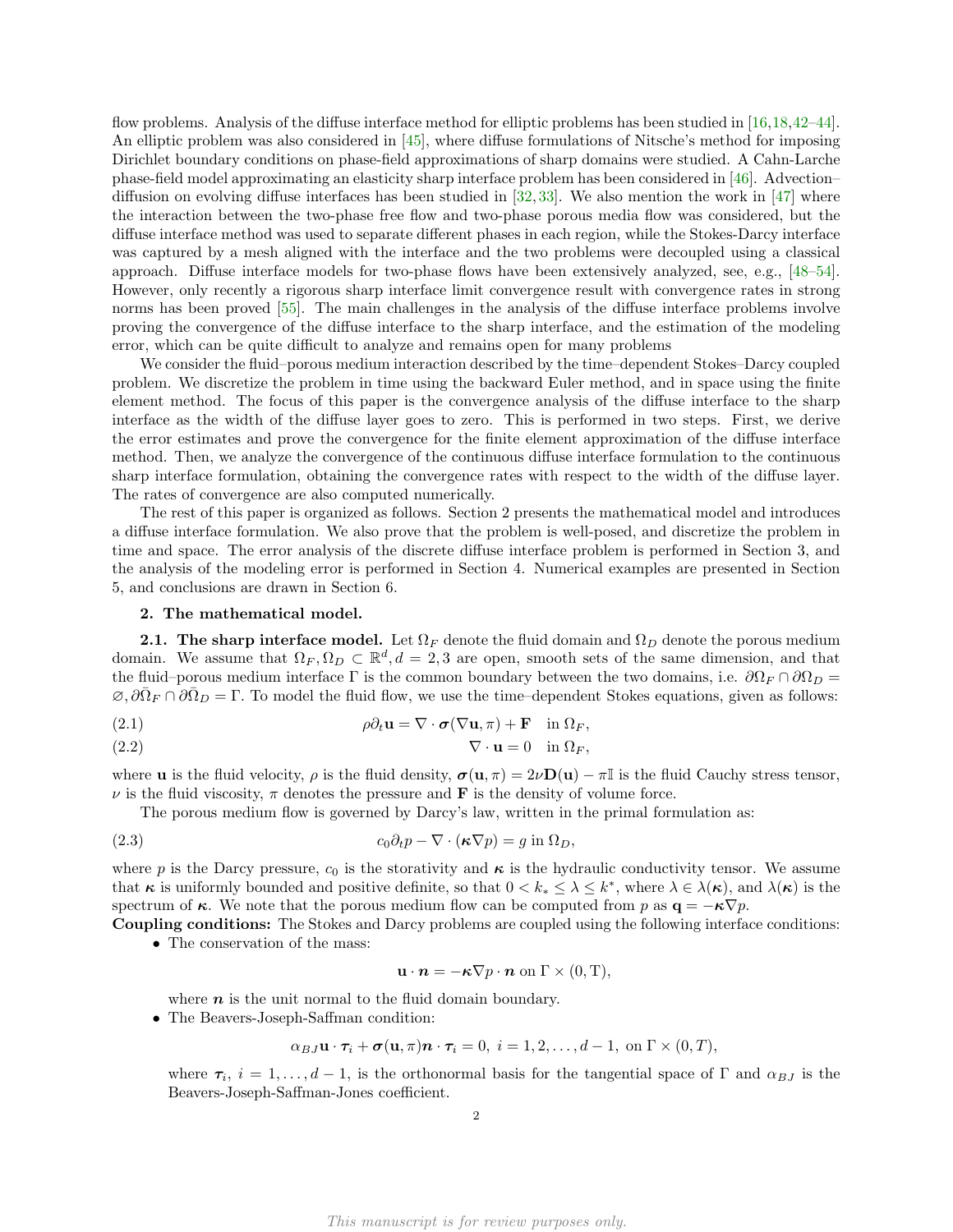flow problems. Analysis of the diffuse interface method for elliptic problems has been studied in [16,18,42–44]. An elliptic problem was also considered in [45], where diffuse formulations of Nitsche's method for imposing Dirichlet boundary conditions on phase-field approximations of sharp domains were studied. A Cahn-Larche phase-field model approximating an elasticity sharp interface problem has been considered in [46]. Advection–diffusion on evolving diffuse interfaces has been studied in [32,33]. We also mention the work in [47] where the interaction between the two-phase free flow and two-phase porous media flow was considered, but the diffuse interface method was used to separate different phases in each region, while the Stokes-Darcy interface was captured by a mesh aligned with the interface and the two problems were decoupled using a classical approach. Diffuse interface models for two-phase flows have been extensively analyzed, see, e.g., [48–54]. However, only recently a rigorous sharp interface limit convergence result with convergence rates in strong norms has been proved [55]. The main challenges in the analysis of the diffuse interface problems involve proving the convergence of the diffuse interface to the sharp interface, and the estimation of the modeling error, which can be quite difficult to analyze and remains open for many problems

We consider the fluid–porous medium interaction described by the time–dependent Stokes–Darcy coupled problem. We discretize the problem in time using the backward Euler method, and in space using the finite element method. The focus of this paper is the convergence analysis of the diffuse interface to the sharp interface as the width of the diffuse layer goes to zero. This is performed in two steps. First, we derive the error estimates and prove the convergence for the finite element approximation of the diffuse interface method. Then, we analyze the convergence of the continuous diffuse interface formulation to the continuous sharp interface formulation, obtaining the convergence rates with respect to the width of the diffuse layer. The rates of convergence are also computed numerically.

The rest of this paper is organized as follows. Section 2 presents the mathematical model and introduces a diffuse interface formulation. We also prove that the problem is well-posed, and discretize the problem in time and space. The error analysis of the discrete diffuse interface problem is performed in Section 3, and the analysis of the modeling error is performed in Section 4. Numerical examples are presented in Section 5, and conclusions are drawn in Section 6.

## 2. The mathematical model.

### 2.1. The sharp interface model.

Let $\Omega_F$ denote the fluid domain and $\Omega_D$ denote the porous medium domain. We assume that $\Omega_F, \Omega_D \subset \mathbb{R}^d, d = 2, 3$ are open, smooth sets of the same dimension, and that the fluid–porous medium interface $\Gamma$ is the common boundary between the two domains, i.e. $\partial\Omega_F \cap \partial\Omega_D = \varnothing, \partial\bar{\Omega}_F \cap \partial\bar{\Omega}_D = \Gamma$. To model the fluid flow, we use the time–dependent Stokes equations, given as follows:

$$\rho \partial_t \mathbf{u} = \nabla \cdot \boldsymbol{\sigma}(\nabla \mathbf{u}, \pi) + \mathbf{F} \quad \text{in } \Omega_F, \tag{2.1}$$

$$\nabla \cdot \mathbf{u} = 0 \quad \text{in } \Omega_F, \tag{2.2}$$

where $\mathbf{u}$ is the fluid velocity, $\rho$ is the fluid density, $\boldsymbol{\sigma}(\mathbf{u}, \pi) = 2\nu \mathbf{D}(\mathbf{u}) - \pi \mathbb{I}$ is the fluid Cauchy stress tensor, $\nu$ is the fluid viscosity, $\pi$ denotes the pressure and $\mathbf{F}$ is the density of volume force.

The porous medium flow is governed by Darcy's law, written in the primal formulation as:

$$c_0 \partial_t p - \nabla \cdot (\boldsymbol{\kappa} \nabla p) = g \text{ in } \Omega_D, \tag{2.3}$$

where $p$ is the Darcy pressure, $c_0$ is the storativity and $\boldsymbol{\kappa}$ is the hydraulic conductivity tensor. We assume that $\boldsymbol{\kappa}$ is uniformly bounded and positive definite, so that $0 < k_* \leq \lambda \leq k^*$, where $\lambda \in \lambda(\boldsymbol{\kappa})$, and $\lambda(\boldsymbol{\kappa})$ is the spectrum of $\boldsymbol{\kappa}$. We note that the porous medium flow can be computed from $p$ as $\mathbf{q} = -\boldsymbol{\kappa} \nabla p$.

**Coupling conditions:** The Stokes and Darcy problems are coupled using the following interface conditions:

- The conservation of the mass:

$$\mathbf{u} \cdot \boldsymbol{n} = -\boldsymbol{\kappa} \nabla p \cdot \boldsymbol{n} \text{ on } \Gamma \times (0, \mathrm{T}),$$

  where $\boldsymbol{n}$ is the unit normal to the fluid domain boundary.

- The Beavers-Joseph-Saffman condition:

$$\alpha_{BJ} \mathbf{u} \cdot \boldsymbol{\tau}_i + \boldsymbol{\sigma}(\mathbf{u}, \pi) \boldsymbol{n} \cdot \boldsymbol{\tau}_i = 0, \ i = 1, 2, \ldots, d-1, \text{ on } \Gamma \times (0, T),$$

  where $\boldsymbol{\tau}_i, \ i = 1, \ldots, d-1$, is the orthonormal basis for the tangential space of $\Gamma$ and $\alpha_{BJ}$ is the Beavers-Joseph-Saffman-Jones coefficient.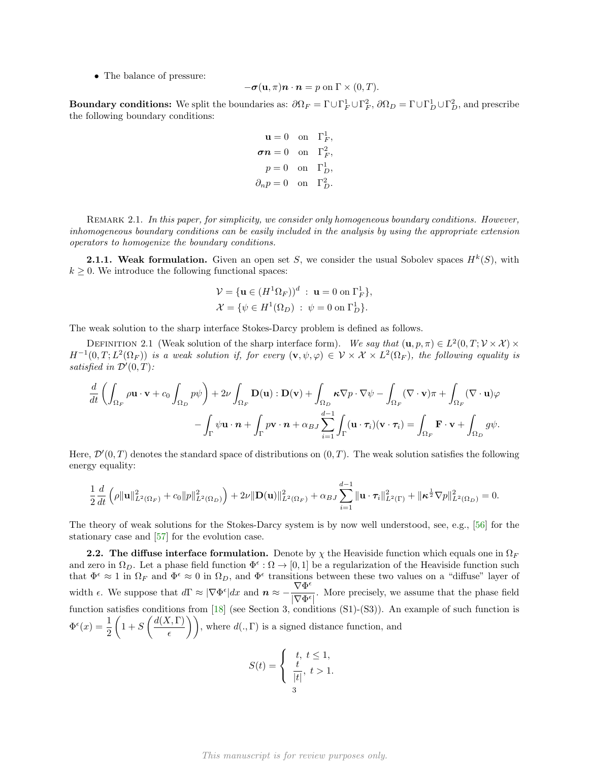- The balance of pressure:

$$-\boldsymbol{\sigma}(\mathbf{u}, \pi)\boldsymbol{n} \cdot \boldsymbol{n} = p \text{ on } \Gamma \times (0, T).$$

**Boundary conditions:** We split the boundaries as: $\partial\Omega_F = \Gamma \cup \Gamma_F^1 \cup \Gamma_F^2$, $\partial\Omega_D = \Gamma \cup \Gamma_D^1 \cup \Gamma_D^2$, and prescribe the following boundary conditions:

$$\begin{aligned}
\mathbf{u} &= 0 \quad \text{on} \quad \Gamma_F^1, \\
\boldsymbol{\sigma}\boldsymbol{n} &= 0 \quad \text{on} \quad \Gamma_F^2, \\
p &= 0 \quad \text{on} \quad \Gamma_D^1, \\
\partial_n p &= 0 \quad \text{on} \quad \Gamma_D^2.
\end{aligned}$$

Remark 2.1. *In this paper, for simplicity, we consider only homogeneous boundary conditions. However, inhomogeneous boundary conditions can be easily included in the analysis by using the appropriate extension operators to homogenize the boundary conditions.*

**2.1.1. Weak formulation.** Given an open set $S$, we consider the usual Sobolev spaces $H^k(S)$, with $k \geq 0$. We introduce the following functional spaces:

$$\mathcal{V} = \{\mathbf{u} \in (H^1\Omega_F))^d \ : \ \mathbf{u} = 0 \text{ on } \Gamma_F^1\},$$
$$\mathcal{X} = \{\psi \in H^1(\Omega_D) \ : \ \psi = 0 \text{ on } \Gamma_D^1\}.$$

The weak solution to the sharp interface Stokes-Darcy problem is defined as follows.

Definition 2.1 (Weak solution of the sharp interface form). *We say that $(\mathbf{u}, p, \pi) \in L^2(0, T; \mathcal{V} \times \mathcal{X}) \times H^{-1}(0, T; L^2(\Omega_F))$ is a weak solution if, for every $(\mathbf{v}, \psi, \varphi) \in \mathcal{V} \times \mathcal{X} \times L^2(\Omega_F)$, the following equality is satisfied in $\mathcal{D}'(0, T)$:*

$$\frac{d}{dt}\left(\int_{\Omega_F} \rho\mathbf{u} \cdot \mathbf{v} + c_0 \int_{\Omega_D} p\psi\right) + 2\nu \int_{\Omega_F} \mathbf{D}(\mathbf{u}) : \mathbf{D}(\mathbf{v}) + \int_{\Omega_D} \boldsymbol{\kappa}\nabla p \cdot \nabla\psi - \int_{\Omega_F} (\nabla \cdot \mathbf{v})\pi + \int_{\Omega_F} (\nabla \cdot \mathbf{u})\varphi$$
$$- \int_\Gamma \psi\mathbf{u} \cdot \boldsymbol{n} + \int_\Gamma p\mathbf{v} \cdot \boldsymbol{n} + \alpha_{BJ} \sum_{i=1}^{d-1} \int_\Gamma (\mathbf{u} \cdot \boldsymbol{\tau}_i)(\mathbf{v} \cdot \boldsymbol{\tau}_i) = \int_{\Omega_F} \mathbf{F} \cdot \mathbf{v} + \int_{\Omega_D} g\psi.$$

Here, $\mathcal{D}'(0, T)$ denotes the standard space of distributions on $(0, T)$. The weak solution satisfies the following energy equality:

$$\frac{1}{2}\frac{d}{dt}\left(\rho\|\mathbf{u}\|^2_{L^2(\Omega_F)} + c_0\|p\|^2_{L^2(\Omega_D)}\right) + 2\nu\|\mathbf{D}(\mathbf{u})\|^2_{L^2(\Omega_F)} + \alpha_{BJ}\sum_{i=1}^{d-1}\|\mathbf{u} \cdot \boldsymbol{\tau}_i\|^2_{L^2(\Gamma)} + \|\boldsymbol{\kappa}^{\frac{1}{2}}\nabla p\|^2_{L^2(\Omega_D)} = 0.$$

The theory of weak solutions for the Stokes-Darcy system is by now well understood, see, e.g., [56] for the stationary case and [57] for the evolution case.

**2.2. The diffuse interface formulation.** Denote by $\chi$ the Heaviside function which equals one in $\Omega_F$ and zero in $\Omega_D$. Let a phase field function $\Phi^\epsilon : \Omega \to [0, 1]$ be a regularization of the Heaviside function such that $\Phi^\epsilon \approx 1$ in $\Omega_F$ and $\Phi^\epsilon \approx 0$ in $\Omega_D$, and $\Phi^\epsilon$ transitions between these two values on a "diffuse" layer of width $\epsilon$. We suppose that $d\Gamma \approx |\nabla\Phi^\epsilon|dx$ and $\boldsymbol{n} \approx -\dfrac{\nabla\Phi^\epsilon}{|\nabla\Phi^\epsilon|}$. More precisely, we assume that the phase field function satisfies conditions from [18] (see Section 3, conditions (S1)-(S3)). An example of such function is $\Phi^\epsilon(x) = \dfrac{1}{2}\left(1 + S\left(\dfrac{d(X, \Gamma)}{\epsilon}\right)\right)$, where $d(., \Gamma)$ is a signed distance function, and

$$S(t) = \begin{cases} t, \ t \leq 1, \\ \dfrac{t}{|t|}, \ t > 1. \end{cases}$$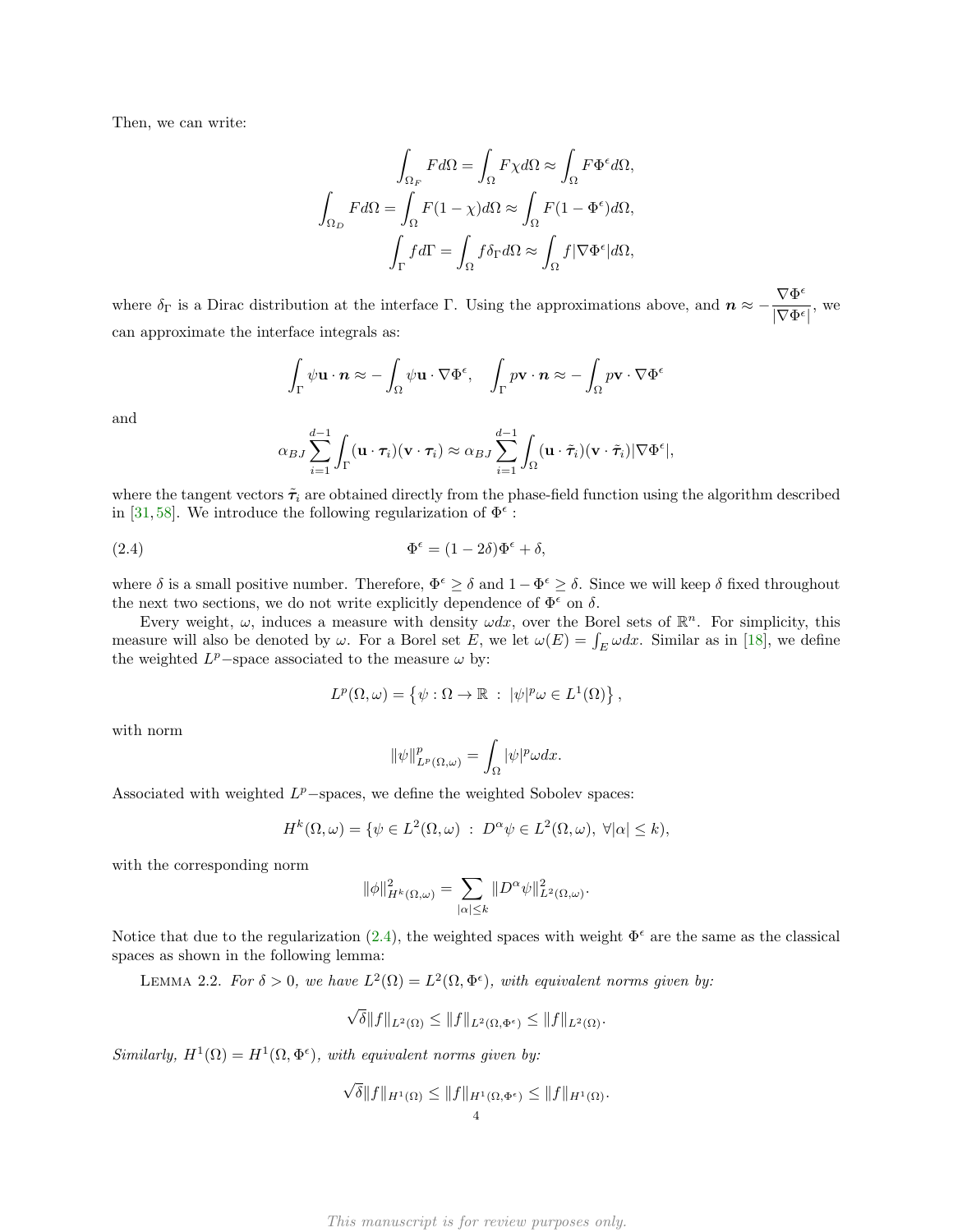Then, we can write:

$$\int_{\Omega_F} F d\Omega = \int_\Omega F\chi d\Omega \approx \int_\Omega F\Phi^\epsilon d\Omega,$$

$$\int_{\Omega_D} F d\Omega = \int_\Omega F(1-\chi) d\Omega \approx \int_\Omega F(1-\Phi^\epsilon) d\Omega,$$

$$\int_\Gamma f d\Gamma = \int_\Omega f\delta_\Gamma d\Omega \approx \int_\Omega f|\nabla\Phi^\epsilon| d\Omega,$$

where $\delta_\Gamma$ is a Dirac distribution at the interface $\Gamma$. Using the approximations above, and $\boldsymbol{n} \approx -\dfrac{\nabla\Phi^\epsilon}{|\nabla\Phi^\epsilon|}$, we can approximate the interface integrals as:

$$\int_\Gamma \psi\mathbf{u}\cdot\boldsymbol{n} \approx -\int_\Omega \psi\mathbf{u}\cdot\nabla\Phi^\epsilon, \quad \int_\Gamma p\mathbf{v}\cdot\boldsymbol{n} \approx -\int_\Omega p\mathbf{v}\cdot\nabla\Phi^\epsilon$$

and

$$\alpha_{BJ}\sum_{i=1}^{d-1}\int_\Gamma (\mathbf{u}\cdot\boldsymbol{\tau}_i)(\mathbf{v}\cdot\boldsymbol{\tau}_i) \approx \alpha_{BJ}\sum_{i=1}^{d-1}\int_\Omega (\mathbf{u}\cdot\tilde{\boldsymbol{\tau}}_i)(\mathbf{v}\cdot\tilde{\boldsymbol{\tau}}_i)|\nabla\Phi^\epsilon|,$$

where the tangent vectors $\tilde{\boldsymbol{\tau}}_i$ are obtained directly from the phase-field function using the algorithm described in [31, 58]. We introduce the following regularization of $\Phi^\epsilon$ :

$$\Phi^\epsilon = (1-2\delta)\Phi^\epsilon + \delta, \tag{2.4}$$

where $\delta$ is a small positive number. Therefore, $\Phi^\epsilon \geq \delta$ and $1-\Phi^\epsilon \geq \delta$. Since we will keep $\delta$ fixed throughout the next two sections, we do not write explicitly dependence of $\Phi^\epsilon$ on $\delta$.

Every weight, $\omega$, induces a measure with density $\omega dx$, over the Borel sets of $\mathbb{R}^n$. For simplicity, this measure will also be denoted by $\omega$. For a Borel set $E$, we let $\omega(E) = \int_E \omega dx$. Similar as in [18], we define the weighted $L^p-$space associated to the measure $\omega$ by:

$$L^p(\Omega,\omega) = \left\{\psi : \Omega \to \mathbb{R} \;:\; |\psi|^p\omega \in L^1(\Omega)\right\},$$

with norm

$$\|\psi\|^p_{L^p(\Omega,\omega)} = \int_\Omega |\psi|^p\omega dx.$$

Associated with weighted $L^p-$spaces, we define the weighted Sobolev spaces:

$$H^k(\Omega,\omega) = \{\psi \in L^2(\Omega,\omega) \;:\; D^\alpha\psi \in L^2(\Omega,\omega),\ \forall|\alpha| \leq k),$$

with the corresponding norm

$$\|\phi\|^2_{H^k(\Omega,\omega)} = \sum_{|\alpha|\leq k}\|D^\alpha\psi\|^2_{L^2(\Omega,\omega)}.$$

Notice that due to the regularization (2.4), the weighted spaces with weight $\Phi^\epsilon$ are the same as the classical spaces as shown in the following lemma:

Lemma 2.2. *For $\delta > 0$, we have $L^2(\Omega) = L^2(\Omega,\Phi^\epsilon)$, with equivalent norms given by:*

$$\sqrt{\delta}\|f\|_{L^2(\Omega)} \leq \|f\|_{L^2(\Omega,\Phi^\epsilon)} \leq \|f\|_{L^2(\Omega)}.$$

*Similarly, $H^1(\Omega) = H^1(\Omega,\Phi^\epsilon)$, with equivalent norms given by:*

$$\sqrt{\delta}\|f\|_{H^1(\Omega)} \leq \|f\|_{H^1(\Omega,\Phi^\epsilon)} \leq \|f\|_{H^1(\Omega)}.$$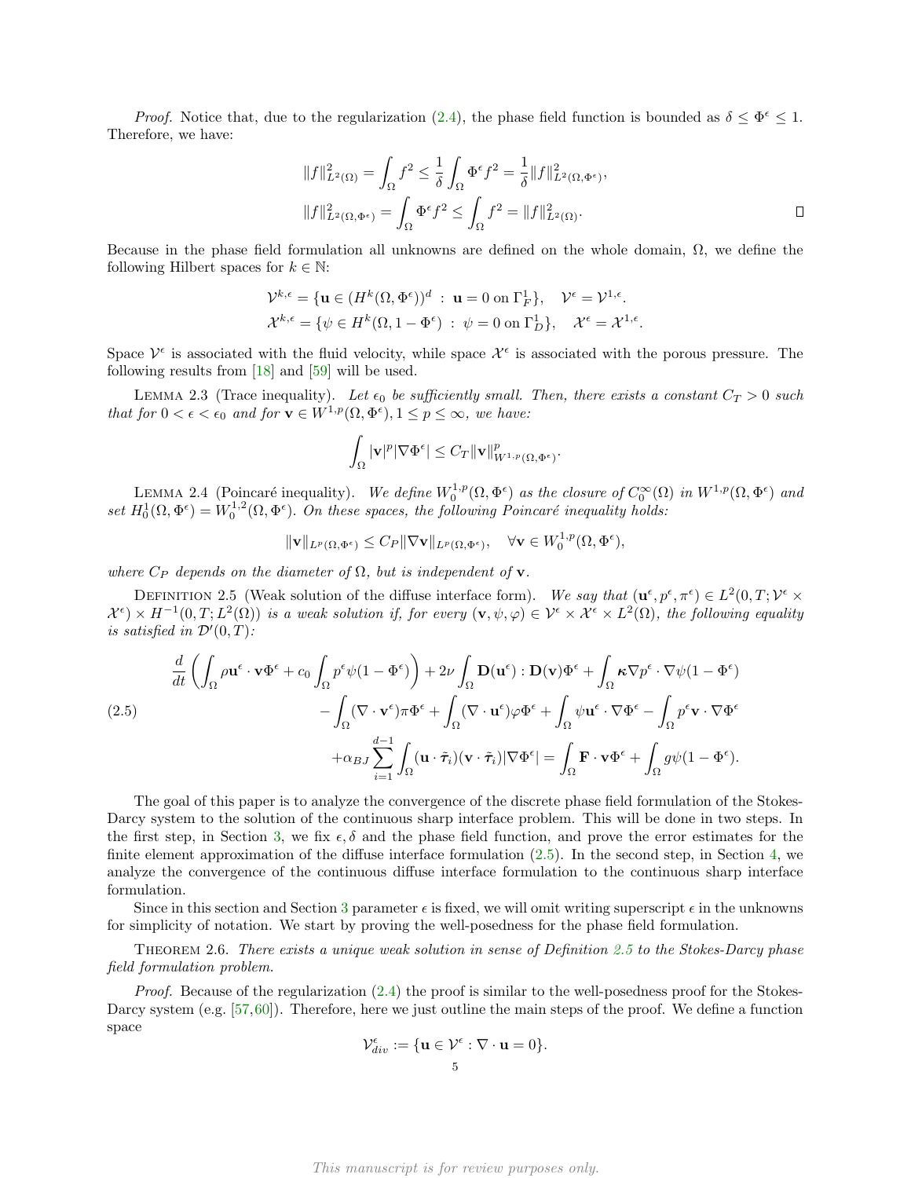*Proof.* Notice that, due to the regularization (2.4), the phase field function is bounded as $\delta \le \Phi^\epsilon \le 1$. Therefore, we have:

$$
\|f\|^2_{L^2(\Omega)} = \int_\Omega f^2 \le \frac{1}{\delta}\int_\Omega \Phi^\epsilon f^2 = \frac{1}{\delta}\|f\|^2_{L^2(\Omega,\Phi^\epsilon)},
$$

$$
\|f\|^2_{L^2(\Omega,\Phi^\epsilon)} = \int_\Omega \Phi^\epsilon f^2 \le \int_\Omega f^2 = \|f\|^2_{L^2(\Omega)}. \qquad \square
$$

Because in the phase field formulation all unknowns are defined on the whole domain, $\Omega$, we define the following Hilbert spaces for $k \in \mathbb{N}$:

$$
\mathcal{V}^{k,\epsilon} = \{\mathbf{u} \in (H^k(\Omega,\Phi^\epsilon))^d \;:\; \mathbf{u} = 0 \text{ on } \Gamma^1_F\}, \quad \mathcal{V}^\epsilon = \mathcal{V}^{1,\epsilon}.
$$

$$
\mathcal{X}^{k,\epsilon} = \{\psi \in H^k(\Omega, 1-\Phi^\epsilon) \;:\; \psi = 0 \text{ on } \Gamma^1_D\}, \quad \mathcal{X}^\epsilon = \mathcal{X}^{1,\epsilon}.
$$

Space $\mathcal{V}^\epsilon$ is associated with the fluid velocity, while space $\mathcal{X}^\epsilon$ is associated with the porous pressure. The following results from [18] and [59] will be used.

Lemma 2.3 (Trace inequality). *Let $\epsilon_0$ be sufficiently small. Then, there exists a constant $C_T > 0$ such that for $0 < \epsilon < \epsilon_0$ and for $\mathbf{v} \in W^{1,p}(\Omega,\Phi^\epsilon), 1 \le p \le \infty$, we have:*

$$
\int_\Omega |\mathbf{v}|^p |\nabla \Phi^\epsilon| \le C_T \|\mathbf{v}\|^p_{W^{1,p}(\Omega,\Phi^\epsilon)}.
$$

Lemma 2.4 (Poincaré inequality). *We define $W^{1,p}_0(\Omega,\Phi^\epsilon)$ as the closure of $C^\infty_0(\Omega)$ in $W^{1,p}(\Omega,\Phi^\epsilon)$ and set $H^1_0(\Omega,\Phi^\epsilon) = W^{1,2}_0(\Omega,\Phi^\epsilon)$. On these spaces, the following Poincaré inequality holds:*

$$
\|\mathbf{v}\|_{L^p(\Omega,\Phi^\epsilon)} \le C_P \|\nabla \mathbf{v}\|_{L^p(\Omega,\Phi^\epsilon)}, \quad \forall \mathbf{v} \in W^{1,p}_0(\Omega,\Phi^\epsilon),
$$

*where $C_P$ depends on the diameter of $\Omega$, but is independent of $\mathbf{v}$.*

Definition 2.5 (Weak solution of the diffuse interface form). *We say that $(\mathbf{u}^\epsilon, p^\epsilon, \pi^\epsilon) \in L^2(0,T;\mathcal{V}^\epsilon \times \mathcal{X}^\epsilon) \times H^{-1}(0,T;L^2(\Omega))$ is a weak solution if, for every $(\mathbf{v},\psi,\varphi) \in \mathcal{V}^\epsilon \times \mathcal{X}^\epsilon \times L^2(\Omega)$, the following equality is satisfied in $\mathcal{D}'(0,T)$:*

$$
\begin{aligned}
\frac{d}{dt}\left(\int_\Omega \rho \mathbf{u}^\epsilon \cdot \mathbf{v}\Phi^\epsilon + c_0\int_\Omega p^\epsilon \psi(1-\Phi^\epsilon)\right) &+ 2\nu\int_\Omega \mathbf{D}(\mathbf{u}^\epsilon):\mathbf{D}(\mathbf{v})\Phi^\epsilon + \int_\Omega \boldsymbol{\kappa}\nabla p^\epsilon \cdot \nabla\psi(1-\Phi^\epsilon) \\
&- \int_\Omega (\nabla\cdot\mathbf{v}^\epsilon)\pi\Phi^\epsilon + \int_\Omega (\nabla\cdot\mathbf{u}^\epsilon)\varphi\Phi^\epsilon + \int_\Omega \psi\mathbf{u}^\epsilon\cdot\nabla\Phi^\epsilon - \int_\Omega p^\epsilon \mathbf{v}\cdot\nabla\Phi^\epsilon \\
&+ \alpha_{BJ}\sum_{i=1}^{d-1}\int_\Omega (\mathbf{u}\cdot\tilde{\boldsymbol{\tau}}_i)(\mathbf{v}\cdot\tilde{\boldsymbol{\tau}}_i)|\nabla\Phi^\epsilon| = \int_\Omega \mathbf{F}\cdot\mathbf{v}\Phi^\epsilon + \int_\Omega g\psi(1-\Phi^\epsilon).
\end{aligned} \tag{2.5}
$$

The goal of this paper is to analyze the convergence of the discrete phase field formulation of the Stokes-Darcy system to the solution of the continuous sharp interface problem. This will be done in two steps. In the first step, in Section 3, we fix $\epsilon, \delta$ and the phase field function, and prove the error estimates for the finite element approximation of the diffuse interface formulation (2.5). In the second step, in Section 4, we analyze the convergence of the continuous diffuse interface formulation to the continuous sharp interface formulation.

Since in this section and Section 3 parameter $\epsilon$ is fixed, we will omit writing superscript $\epsilon$ in the unknowns for simplicity of notation. We start by proving the well-posedness for the phase field formulation.

Theorem 2.6. *There exists a unique weak solution in sense of Definition 2.5 to the Stokes-Darcy phase field formulation problem.*

*Proof.* Because of the regularization (2.4) the proof is similar to the well-posedness proof for the Stokes-Darcy system (e.g. [57,60]). Therefore, here we just outline the main steps of the proof. We define a function space

$$
\mathcal{V}^\epsilon_{div} := \{\mathbf{u} \in \mathcal{V}^\epsilon : \nabla\cdot\mathbf{u} = 0\}.
$$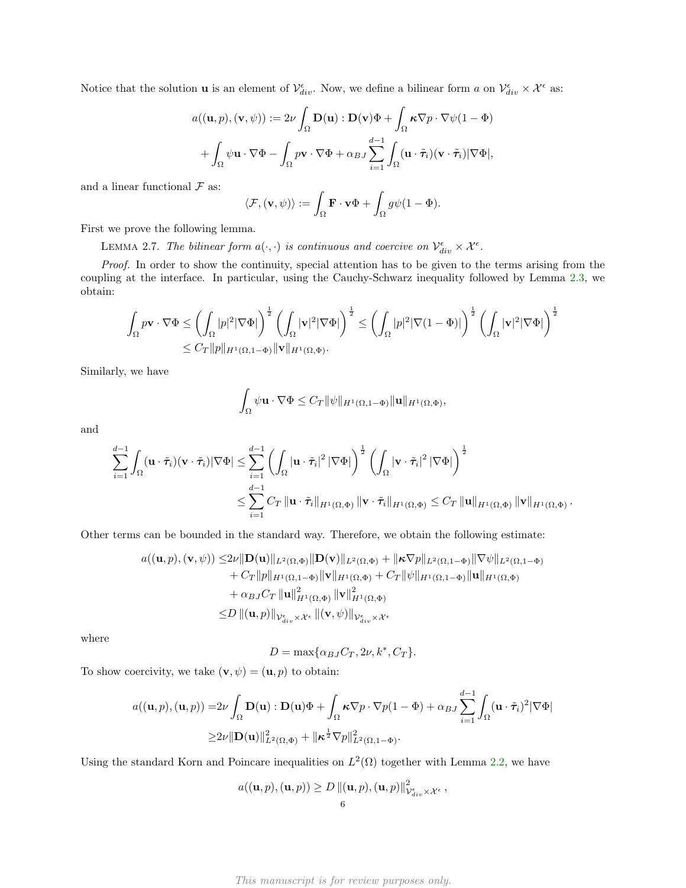Notice that the solution $\mathbf{u}$ is an element of $\mathcal{V}^{\epsilon}_{div}$. Now, we define a bilinear form $a$ on $\mathcal{V}^{\epsilon}_{div} \times \mathcal{X}^{\epsilon}$ as:

$$
\begin{aligned}
a((\mathbf{u},p),(\mathbf{v},\psi)) &:= 2\nu \int_{\Omega} \mathbf{D}(\mathbf{u}) : \mathbf{D}(\mathbf{v})\Phi + \int_{\Omega} \boldsymbol{\kappa}\nabla p \cdot \nabla \psi (1-\Phi) \\
&+ \int_{\Omega} \psi \mathbf{u}\cdot\nabla\Phi - \int_{\Omega} p\mathbf{v}\cdot\nabla\Phi + \alpha_{BJ}\sum_{i=1}^{d-1}\int_{\Omega}(\mathbf{u}\cdot\tilde{\boldsymbol{\tau}}_i)(\mathbf{v}\cdot\tilde{\boldsymbol{\tau}}_i)|\nabla\Phi|,
\end{aligned}
$$

and a linear functional $\mathcal{F}$ as:

$$
\langle \mathcal{F}, (\mathbf{v},\psi)\rangle := \int_{\Omega} \mathbf{F}\cdot\mathbf{v}\Phi + \int_{\Omega} g\psi(1-\Phi).
$$

First we prove the following lemma.

Lemma 2.7. *The bilinear form $a(\cdot,\cdot)$ is continuous and coercive on $\mathcal{V}^{\epsilon}_{div} \times \mathcal{X}^{\epsilon}$.*

*Proof.* In order to show the continuity, special attention has to be given to the terms arising from the coupling at the interface. In particular, using the Cauchy-Schwarz inequality followed by Lemma 2.3, we obtain:

$$
\begin{aligned}
\int_{\Omega} p\mathbf{v}\cdot\nabla\Phi &\leq \left(\int_{\Omega}|p|^2|\nabla\Phi|\right)^{\frac{1}{2}}\left(\int_{\Omega}|\mathbf{v}|^2|\nabla\Phi|\right)^{\frac{1}{2}} \leq \left(\int_{\Omega}|p|^2|\nabla(1-\Phi)|\right)^{\frac{1}{2}}\left(\int_{\Omega}|\mathbf{v}|^2|\nabla\Phi|\right)^{\frac{1}{2}} \\
&\leq C_T\|p\|_{H^1(\Omega,1-\Phi)}\|\mathbf{v}\|_{H^1(\Omega,\Phi)}.
\end{aligned}
$$

Similarly, we have

$$
\int_{\Omega}\psi\mathbf{u}\cdot\nabla\Phi \leq C_T\|\psi\|_{H^1(\Omega,1-\Phi)}\|\mathbf{u}\|_{H^1(\Omega,\Phi)},
$$

and

$$
\begin{aligned}
\sum_{i=1}^{d-1}\int_{\Omega}(\mathbf{u}\cdot\tilde{\boldsymbol{\tau}}_i)(\mathbf{v}\cdot\tilde{\boldsymbol{\tau}}_i)|\nabla\Phi| &\leq \sum_{i=1}^{d-1}\left(\int_{\Omega}|\mathbf{u}\cdot\tilde{\boldsymbol{\tau}}_i|^2|\nabla\Phi|\right)^{\frac{1}{2}}\left(\int_{\Omega}|\mathbf{v}\cdot\tilde{\boldsymbol{\tau}}_i|^2|\nabla\Phi|\right)^{\frac{1}{2}} \\
&\leq \sum_{i=1}^{d-1} C_T\|\mathbf{u}\cdot\tilde{\boldsymbol{\tau}}_i\|_{H^1(\Omega,\Phi)}\|\mathbf{v}\cdot\tilde{\boldsymbol{\tau}}_i\|_{H^1(\Omega,\Phi)} \leq C_T\|\mathbf{u}\|_{H^1(\Omega,\Phi)}\|\mathbf{v}\|_{H^1(\Omega,\Phi)}.
\end{aligned}
$$

Other terms can be bounded in the standard way. Therefore, we obtain the following estimate:

$$
\begin{aligned}
a((\mathbf{u},p),(\mathbf{v},\psi)) \leq& 2\nu\|\mathbf{D}(\mathbf{u})\|_{L^2(\Omega,\Phi)}\|\mathbf{D}(\mathbf{v})\|_{L^2(\Omega,\Phi)} + \|\boldsymbol{\kappa}\nabla p\|_{L^2(\Omega,1-\Phi)}\|\nabla\psi\|_{L^2(\Omega,1-\Phi)} \\
&+ C_T\|p\|_{H^1(\Omega,1-\Phi)}\|\mathbf{v}\|_{H^1(\Omega,\Phi)} + C_T\|\psi\|_{H^1(\Omega,1-\Phi)}\|\mathbf{u}\|_{H^1(\Omega,\Phi)} \\
&+ \alpha_{BJ}C_T\|\mathbf{u}\|^2_{H^1(\Omega,\Phi)}\|\mathbf{v}\|^2_{H^1(\Omega,\Phi)} \\
\leq& D\|(\mathbf{u},p)\|_{\mathcal{V}^{\epsilon}_{div}\times\mathcal{X}^{\epsilon}}\|(\mathbf{v},\psi)\|_{\mathcal{V}^{\epsilon}_{div}\times\mathcal{X}^{\epsilon}}
\end{aligned}
$$

where

$$
D = \max\{\alpha_{BJ}C_T, 2\nu, k^*, C_T\}.
$$

To show coercivity, we take $(\mathbf{v},\psi) = (\mathbf{u},p)$ to obtain:

$$
\begin{aligned}
a((\mathbf{u},p),(\mathbf{u},p)) =& 2\nu\int_{\Omega}\mathbf{D}(\mathbf{u}):\mathbf{D}(\mathbf{u})\Phi + \int_{\Omega}\boldsymbol{\kappa}\nabla p\cdot\nabla p(1-\Phi) + \alpha_{BJ}\sum_{i=1}^{d-1}\int_{\Omega}(\mathbf{u}\cdot\tilde{\boldsymbol{\tau}}_i)^2|\nabla\Phi| \\
\geq& 2\nu\|\mathbf{D}(\mathbf{u})\|^2_{L^2(\Omega,\Phi)} + \|\boldsymbol{\kappa}^{\frac{1}{2}}\nabla p\|^2_{L^2(\Omega,1-\Phi)}.
\end{aligned}
$$

Using the standard Korn and Poincare inequalities on $L^2(\Omega)$ together with Lemma 2.2, we have

$$
a((\mathbf{u},p),(\mathbf{u},p)) \geq D\|(\mathbf{u},p),(\mathbf{u},p)\|^2_{\mathcal{V}^{\epsilon}_{div}\times\mathcal{X}^{\epsilon}},
$$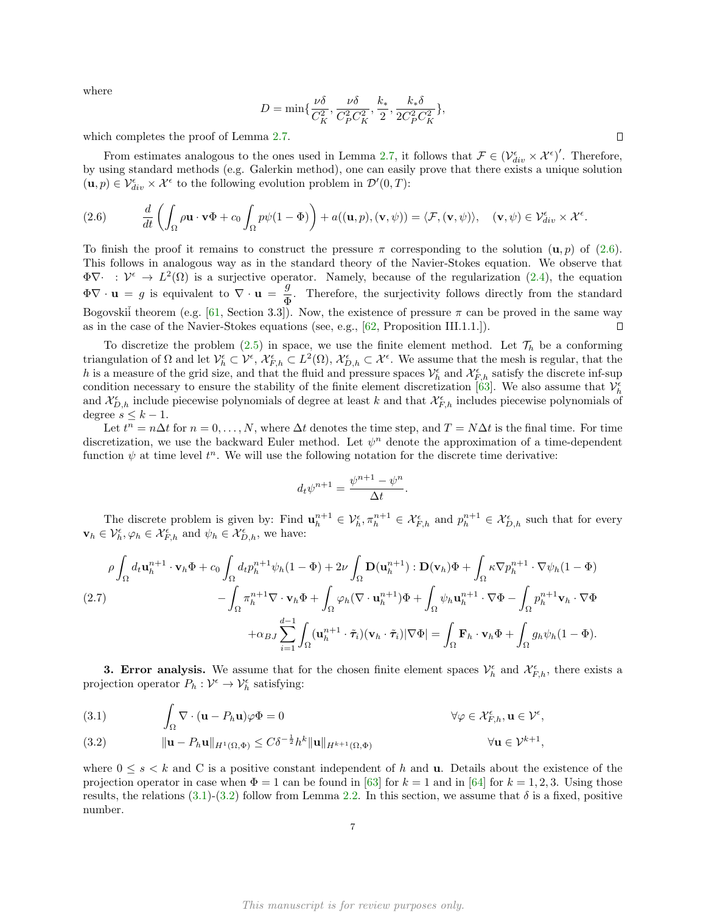where

$$D = \min\{\frac{\nu\delta}{C_K^2}, \frac{\nu\delta}{C_P^2 C_K^2}, \frac{k_*}{2}, \frac{k_*\delta}{2C_P^2 C_K^2}\},$$

which completes the proof of Lemma 2.7. ◻

From estimates analogous to the ones used in Lemma 2.7, it follows that $\mathcal{F} \in (\mathcal{V}^{\epsilon}_{div} \times \mathcal{X}^{\epsilon})'$. Therefore, by using standard methods (e.g. Galerkin method), one can easily prove that there exists a unique solution $(\mathbf{u}, p) \in \mathcal{V}^{\epsilon}_{div} \times \mathcal{X}^{\epsilon}$ to the following evolution problem in $\mathcal{D}'(0,T)$:

$$\frac{d}{dt}\left(\int_\Omega \rho \mathbf{u}\cdot \mathbf{v}\Phi + c_0 \int_\Omega p\psi(1-\Phi)\right) + a((\mathbf{u},p),(\mathbf{v},\psi)) = \langle \mathcal{F}, (\mathbf{v},\psi)\rangle, \quad (\mathbf{v},\psi) \in \mathcal{V}^{\epsilon}_{div}\times\mathcal{X}^{\epsilon}. \tag{2.6}$$

To finish the proof it remains to construct the pressure $\pi$ corresponding to the solution $(\mathbf{u}, p)$ of (2.6). This follows in analogous way as in the standard theory of the Navier-Stokes equation. We observe that $\Phi\nabla\cdot\ : \mathcal{V}^{\epsilon} \to L^2(\Omega)$ is a surjective operator. Namely, because of the regularization (2.4), the equation $\Phi\nabla\cdot\mathbf{u} = g$ is equivalent to $\nabla\cdot\mathbf{u} = \dfrac{g}{\Phi}$. Therefore, the surjectivity follows directly from the standard Bogovskiĭ theorem (e.g. [61, Section 3.3]). Now, the existence of pressure $\pi$ can be proved in the same way as in the case of the Navier-Stokes equations (see, e.g., [62, Proposition III.1.1.]). ◻

To discretize the problem (2.5) in space, we use the finite element method. Let $\mathcal{T}_h$ be a conforming triangulation of $\Omega$ and let $\mathcal{V}^{\epsilon}_h \subset \mathcal{V}^{\epsilon}$, $\mathcal{X}^{\epsilon}_{F,h} \subset L^2(\Omega)$, $\mathcal{X}^{\epsilon}_{D,h} \subset \mathcal{X}^{\epsilon}$. We assume that the mesh is regular, that the $h$ is a measure of the grid size, and that the fluid and pressure spaces $\mathcal{V}^{\epsilon}_h$ and $\mathcal{X}^{\epsilon}_{F,h}$ satisfy the discrete inf-sup condition necessary to ensure the stability of the finite element discretization [63]. We also assume that $\mathcal{V}^{\epsilon}_h$ and $\mathcal{X}^{\epsilon}_{D,h}$ include piecewise polynomials of degree at least $k$ and that $\mathcal{X}^{\epsilon}_{F,h}$ includes piecewise polynomials of degree $s \le k-1$.

Let $t^n = n\Delta t$ for $n = 0, \dots, N$, where $\Delta t$ denotes the time step, and $T = N\Delta t$ is the final time. For time discretization, we use the backward Euler method. Let $\psi^n$ denote the approximation of a time-dependent function $\psi$ at time level $t^n$. We will use the following notation for the discrete time derivative:

$$d_t\psi^{n+1} = \frac{\psi^{n+1}-\psi^n}{\Delta t}.$$

The discrete problem is given by: Find $\mathbf{u}_h^{n+1} \in \mathcal{V}^{\epsilon}_h, \pi_h^{n+1} \in \mathcal{X}^{\epsilon}_{F,h}$ and $p_h^{n+1} \in \mathcal{X}^{\epsilon}_{D,h}$ such that for every $\mathbf{v}_h \in \mathcal{V}^{\epsilon}_h, \varphi_h \in \mathcal{X}^{\epsilon}_{F,h}$ and $\psi_h \in \mathcal{X}^{\epsilon}_{D,h}$, we have:

$$\begin{aligned}
\rho\int_\Omega d_t\mathbf{u}_h^{n+1}\cdot\mathbf{v}_h\Phi + c_0\int_\Omega d_t p_h^{n+1}\psi_h(1-\Phi) + 2\nu\int_\Omega \mathbf{D}(\mathbf{u}_h^{n+1}):\mathbf{D}(\mathbf{v}_h)\Phi + \int_\Omega \kappa\nabla p_h^{n+1}\cdot\nabla\psi_h(1-\Phi)\\
-\int_\Omega \pi_h^{n+1}\nabla\cdot\mathbf{v}_h\Phi + \int_\Omega \varphi_h(\nabla\cdot\mathbf{u}_h^{n+1})\Phi + \int_\Omega \psi_h\mathbf{u}_h^{n+1}\cdot\nabla\Phi - \int_\Omega p_h^{n+1}\mathbf{v}_h\cdot\nabla\Phi\\
+\alpha_{BJ}\sum_{i=1}^{d-1}\int_\Omega(\mathbf{u}_h^{n+1}\cdot\tilde{\boldsymbol{\tau}}_i)(\mathbf{v}_h\cdot\tilde{\boldsymbol{\tau}}_i)|\nabla\Phi| = \int_\Omega \mathbf{F}_h\cdot\mathbf{v}_h\Phi + \int_\Omega g_h\psi_h(1-\Phi).
\end{aligned}\tag{2.7}$$

**3. Error analysis.** We assume that for the chosen finite element spaces $\mathcal{V}^{\epsilon}_h$ and $\mathcal{X}^{\epsilon}_{F,h}$, there exists a projection operator $P_h : \mathcal{V}^{\epsilon} \to \mathcal{V}^{\epsilon}_h$ satisfying:

$$\int_\Omega \nabla\cdot(\mathbf{u}-P_h\mathbf{u})\varphi\Phi = 0 \qquad \forall\varphi\in\mathcal{X}^{\epsilon}_{F,h}, \mathbf{u}\in\mathcal{V}^{\epsilon}, \tag{3.1}$$

$$\|\mathbf{u}-P_h\mathbf{u}\|_{H^1(\Omega,\Phi)} \le C\delta^{-\frac{1}{2}}h^k\|\mathbf{u}\|_{H^{k+1}(\Omega,\Phi)} \qquad \forall\mathbf{u}\in\mathcal{V}^{k+1}, \tag{3.2}$$

where $0 \le s < k$ and C is a positive constant independent of $h$ and $\mathbf{u}$. Details about the existence of the projection operator in case when $\Phi = 1$ can be found in [63] for $k = 1$ and in [64] for $k = 1, 2, 3$. Using those results, the relations (3.1)-(3.2) follow from Lemma 2.2. In this section, we assume that $\delta$ is a fixed, positive number.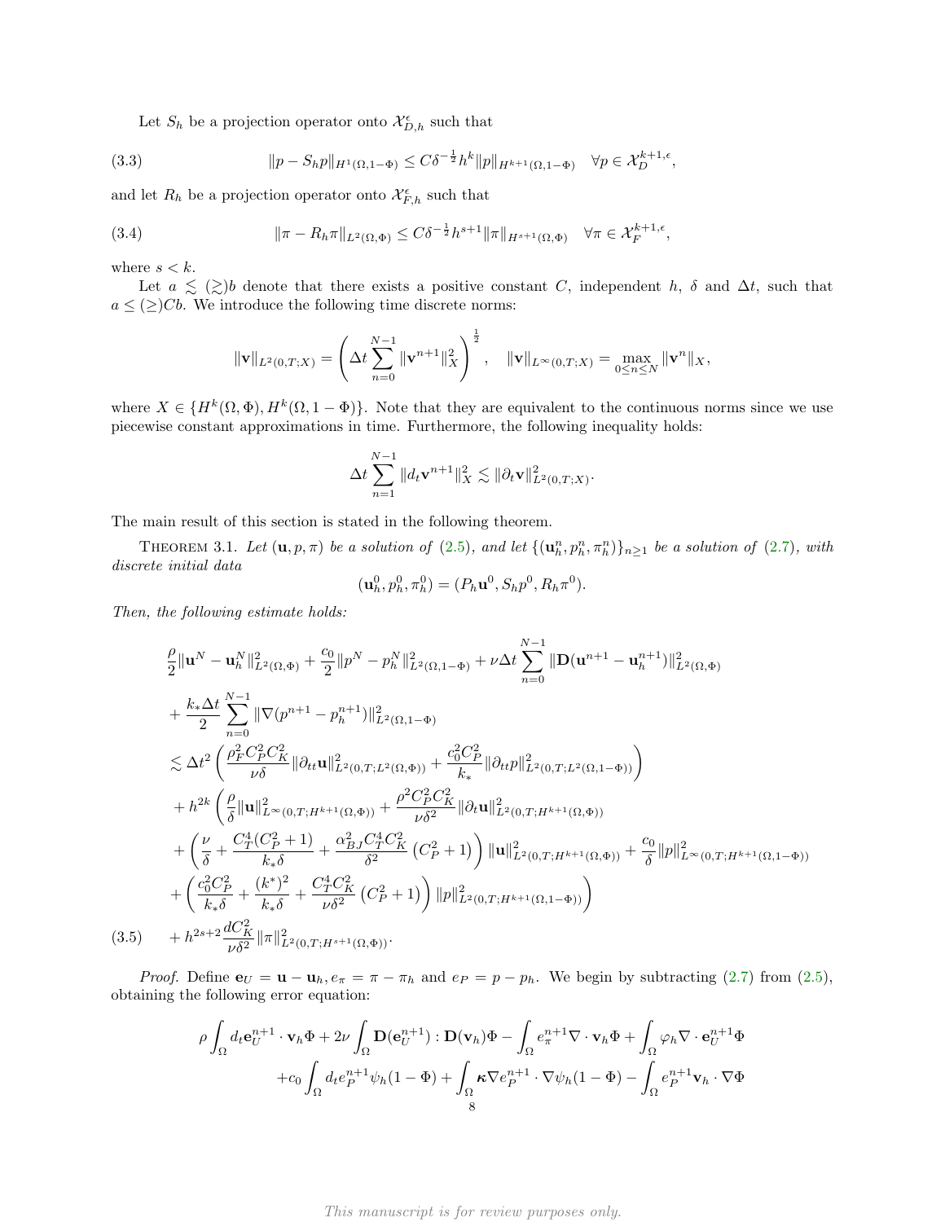Let $S_h$ be a projection operator onto $\mathcal{X}_{D,h}^{\epsilon}$ such that

$$
\|p - S_h p\|_{H^1(\Omega,1-\Phi)} \leq C\delta^{-\frac{1}{2}} h^k \|p\|_{H^{k+1}(\Omega,1-\Phi)} \quad \forall p \in \mathcal{X}_D^{k+1,\epsilon}, \tag{3.3}
$$

and let $R_h$ be a projection operator onto $\mathcal{X}_{F,h}^{\epsilon}$ such that

$$
\|\pi - R_h \pi\|_{L^2(\Omega,\Phi)} \leq C\delta^{-\frac{1}{2}} h^{s+1} \|\pi\|_{H^{s+1}(\Omega,\Phi)} \quad \forall \pi \in \mathcal{X}_F^{k+1,\epsilon}, \tag{3.4}
$$

where $s < k$.

Let $a \lesssim (\gtrsim) b$ denote that there exists a positive constant $C$, independent $h$, $\delta$ and $\Delta t$, such that $a \leq (\geq) Cb$. We introduce the following time discrete norms:

$$
\|\mathbf{v}\|_{L^2(0,T;X)} = \left(\Delta t \sum_{n=0}^{N-1} \|\mathbf{v}^{n+1}\|_X^2\right)^{\frac{1}{2}}, \quad \|\mathbf{v}\|_{L^\infty(0,T;X)} = \max_{0\leq n \leq N} \|\mathbf{v}^n\|_X,
$$

where $X \in \{H^k(\Omega,\Phi), H^k(\Omega,1-\Phi)\}$. Note that they are equivalent to the continuous norms since we use piecewise constant approximations in time. Furthermore, the following inequality holds:

$$
\Delta t \sum_{n=1}^{N-1} \|d_t \mathbf{v}^{n+1}\|_X^2 \lesssim \|\partial_t \mathbf{v}\|_{L^2(0,T;X)}^2.
$$

The main result of this section is stated in the following theorem.

Theorem 3.1. *Let $(\mathbf{u}, p, \pi)$ be a solution of (2.5), and let $\{(\mathbf{u}_h^n, p_h^n, \pi_h^n)\}_{n\geq 1}$ be a solution of (2.7), with discrete initial data*

$$
(\mathbf{u}_h^0, p_h^0, \pi_h^0) = (P_h \mathbf{u}^0, S_h p^0, R_h \pi^0).
$$

*Then, the following estimate holds:*

$$
\begin{aligned}
&\frac{\rho}{2}\|\mathbf{u}^N - \mathbf{u}_h^N\|_{L^2(\Omega,\Phi)}^2 + \frac{c_0}{2}\|p^N - p_h^N\|_{L^2(\Omega,1-\Phi)}^2 + \nu \Delta t \sum_{n=0}^{N-1} \|\mathbf{D}(\mathbf{u}^{n+1} - \mathbf{u}_h^{n+1})\|_{L^2(\Omega,\Phi)}^2 \\
&+ \frac{k_* \Delta t}{2} \sum_{n=0}^{N-1} \|\nabla(p^{n+1} - p_h^{n+1})\|_{L^2(\Omega,1-\Phi)}^2 \\
&\lesssim \Delta t^2 \left( \frac{\rho_F^2 C_P^2 C_K^2}{\nu \delta} \|\partial_{tt}\mathbf{u}\|_{L^2(0,T;L^2(\Omega,\Phi))}^2 + \frac{c_0^2 C_P^2}{k_*} \|\partial_{tt} p\|_{L^2(0,T;L^2(\Omega,1-\Phi))}^2 \right) \\
&+ h^{2k} \left( \frac{\rho}{\delta}\|\mathbf{u}\|_{L^\infty(0,T;H^{k+1}(\Omega,\Phi))}^2 + \frac{\rho^2 C_P^2 C_K^2}{\nu \delta^2} \|\partial_t \mathbf{u}\|_{L^2(0,T;H^{k+1}(\Omega,\Phi))}^2 \right. \\
&+ \left( \frac{\nu}{\delta} + \frac{C_T^4 (C_P^2+1)}{k_* \delta} + \frac{\alpha_{BJ}^2 C_T^4 C_K^2}{\delta^2} \left(C_P^2 + 1\right) \right) \|\mathbf{u}\|_{L^2(0,T;H^{k+1}(\Omega,\Phi))}^2 + \frac{c_0}{\delta}\|p\|_{L^\infty(0,T;H^{k+1}(\Omega,1-\Phi))}^2 \\
&+ \left. \left( \frac{c_0^2 C_P^2}{k_* \delta} + \frac{(k^*)^2}{k_* \delta} + \frac{C_T^4 C_K^2}{\nu \delta^2} \left(C_P^2 + 1\right) \right) \|p\|_{L^2(0,T;H^{k+1}(\Omega,1-\Phi))}^2 \right) \\
&+ h^{2s+2} \frac{d C_K^2}{\nu \delta^2} \|\pi\|_{L^2(0,T;H^{s+1}(\Omega,\Phi))}^2.
\end{aligned} \tag{3.5}
$$

*Proof.* Define $\mathbf{e}_U = \mathbf{u} - \mathbf{u}_h$, $e_\pi = \pi - \pi_h$ and $e_P = p - p_h$. We begin by subtracting (2.7) from (2.5), obtaining the following error equation:

$$
\begin{aligned}
\rho \int_\Omega d_t \mathbf{e}_U^{n+1} \cdot \mathbf{v}_h \Phi + 2\nu \int_\Omega \mathbf{D}(\mathbf{e}_U^{n+1}) : \mathbf{D}(\mathbf{v}_h)\Phi - \int_\Omega e_\pi^{n+1} \nabla \cdot \mathbf{v}_h \Phi + \int_\Omega \varphi_h \nabla \cdot \mathbf{e}_U^{n+1} \Phi \\
+ c_0 \int_\Omega d_t e_P^{n+1} \psi_h (1-\Phi) + \int_\Omega \boldsymbol{\kappa} \nabla e_P^{n+1} \cdot \nabla \psi_h (1-\Phi) - \int_\Omega e_P^{n+1} \mathbf{v}_h \cdot \nabla \Phi
\end{aligned}
$$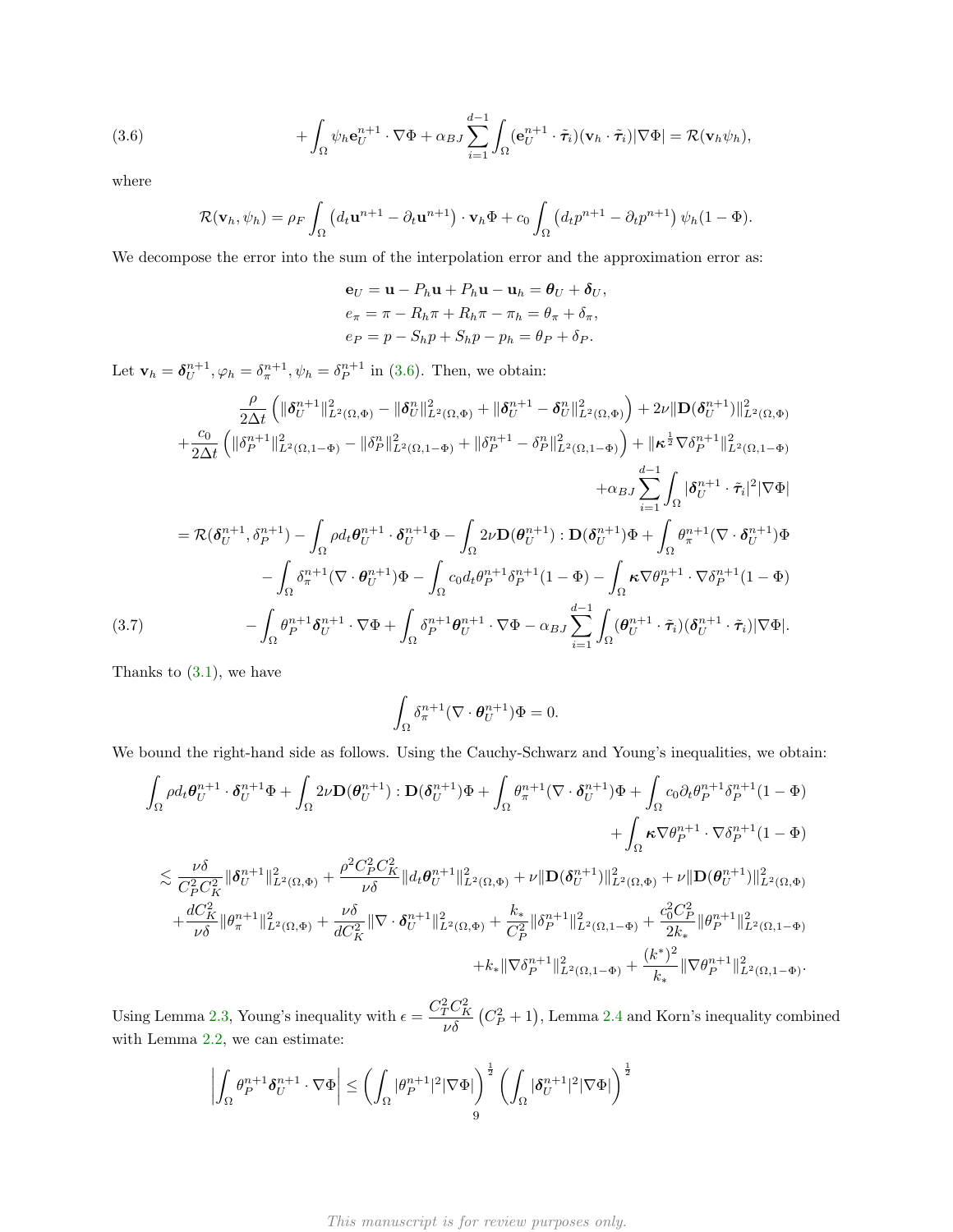$$
+\int_\Omega \psi_h \mathbf{e}_U^{n+1}\cdot\nabla\Phi + \alpha_{BJ}\sum_{i=1}^{d-1}\int_\Omega (\mathbf{e}_U^{n+1}\cdot\tilde{\boldsymbol{\tau}}_i)(\mathbf{v}_h\cdot\tilde{\boldsymbol{\tau}}_i)|\nabla\Phi| = \mathcal{R}(\mathbf{v}_h\psi_h), \tag{3.6}
$$

where

$$
\mathcal{R}(\mathbf{v}_h,\psi_h) = \rho_F\int_\Omega \left(d_t\mathbf{u}^{n+1} - \partial_t\mathbf{u}^{n+1}\right)\cdot\mathbf{v}_h\Phi + c_0\int_\Omega\left(d_t p^{n+1} - \partial_t p^{n+1}\right)\psi_h(1-\Phi).
$$

We decompose the error into the sum of the interpolation error and the approximation error as:

$$
\begin{aligned}
\mathbf{e}_U &= \mathbf{u} - P_h\mathbf{u} + P_h\mathbf{u} - \mathbf{u}_h = \boldsymbol{\theta}_U + \boldsymbol{\delta}_U,\\
e_\pi &= \pi - R_h\pi + R_h\pi - \pi_h = \theta_\pi + \delta_\pi,\\
e_P &= p - S_h p + S_h p - p_h = \theta_P + \delta_P.
\end{aligned}
$$

Let $\mathbf{v}_h = \boldsymbol{\delta}_U^{n+1}, \varphi_h = \delta_\pi^{n+1}, \psi_h = \delta_P^{n+1}$ in (3.6). Then, we obtain:

$$
\begin{aligned}
&\frac{\rho}{2\Delta t}\left(\|\boldsymbol{\delta}_U^{n+1}\|^2_{L^2(\Omega,\Phi)} - \|\boldsymbol{\delta}_U^{n}\|^2_{L^2(\Omega,\Phi)} + \|\boldsymbol{\delta}_U^{n+1}-\boldsymbol{\delta}_U^{n}\|^2_{L^2(\Omega,\Phi)}\right) + 2\nu\|\mathbf{D}(\boldsymbol{\delta}_U^{n+1})\|^2_{L^2(\Omega,\Phi)}\\
&+\frac{c_0}{2\Delta t}\left(\|\delta_P^{n+1}\|^2_{L^2(\Omega,1-\Phi)} - \|\delta_P^{n}\|^2_{L^2(\Omega,1-\Phi)} + \|\delta_P^{n+1}-\delta_P^{n}\|^2_{L^2(\Omega,1-\Phi)}\right) + \|\boldsymbol{\kappa}^{\frac12}\nabla\delta_P^{n+1}\|^2_{L^2(\Omega,1-\Phi)}\\
&+\alpha_{BJ}\sum_{i=1}^{d-1}\int_\Omega|\boldsymbol{\delta}_U^{n+1}\cdot\tilde{\boldsymbol{\tau}}_i|^2|\nabla\Phi|\\
&= \mathcal{R}(\boldsymbol{\delta}_U^{n+1},\delta_P^{n+1}) - \int_\Omega \rho d_t\boldsymbol{\theta}_U^{n+1}\cdot\boldsymbol{\delta}_U^{n+1}\Phi - \int_\Omega 2\nu\mathbf{D}(\boldsymbol{\theta}_U^{n+1}):\mathbf{D}(\boldsymbol{\delta}_U^{n+1})\Phi + \int_\Omega\theta_\pi^{n+1}(\nabla\cdot\boldsymbol{\delta}_U^{n+1})\Phi\\
&- \int_\Omega\delta_\pi^{n+1}(\nabla\cdot\boldsymbol{\theta}_U^{n+1})\Phi - \int_\Omega c_0 d_t\theta_P^{n+1}\delta_P^{n+1}(1-\Phi) - \int_\Omega\boldsymbol{\kappa}\nabla\theta_P^{n+1}\cdot\nabla\delta_P^{n+1}(1-\Phi)\\
&- \int_\Omega\theta_P^{n+1}\boldsymbol{\delta}_U^{n+1}\cdot\nabla\Phi + \int_\Omega\delta_P^{n+1}\boldsymbol{\theta}_U^{n+1}\cdot\nabla\Phi - \alpha_{BJ}\sum_{i=1}^{d-1}\int_\Omega(\boldsymbol{\theta}_U^{n+1}\cdot\tilde{\boldsymbol{\tau}}_i)(\boldsymbol{\delta}_U^{n+1}\cdot\tilde{\boldsymbol{\tau}}_i)|\nabla\Phi|.
\end{aligned} \tag{3.7}
$$

Thanks to (3.1), we have

$$
\int_\Omega\delta_\pi^{n+1}(\nabla\cdot\boldsymbol{\theta}_U^{n+1})\Phi = 0.
$$

We bound the right-hand side as follows. Using the Cauchy-Schwarz and Young's inequalities, we obtain:

$$
\begin{aligned}
&\int_\Omega\rho d_t\boldsymbol{\theta}_U^{n+1}\cdot\boldsymbol{\delta}_U^{n+1}\Phi + \int_\Omega 2\nu\mathbf{D}(\boldsymbol{\theta}_U^{n+1}):\mathbf{D}(\boldsymbol{\delta}_U^{n+1})\Phi + \int_\Omega\theta_\pi^{n+1}(\nabla\cdot\boldsymbol{\delta}_U^{n+1})\Phi + \int_\Omega c_0\partial_t\theta_P^{n+1}\delta_P^{n+1}(1-\Phi)\\
&+\int_\Omega\boldsymbol{\kappa}\nabla\theta_P^{n+1}\cdot\nabla\delta_P^{n+1}(1-\Phi)\\
&\lesssim \frac{\nu\delta}{C_P^2C_K^2}\|\boldsymbol{\delta}_U^{n+1}\|^2_{L^2(\Omega,\Phi)} + \frac{\rho^2C_P^2C_K^2}{\nu\delta}\|d_t\boldsymbol{\theta}_U^{n+1}\|^2_{L^2(\Omega,\Phi)} + \nu\|\mathbf{D}(\boldsymbol{\delta}_U^{n+1})\|^2_{L^2(\Omega,\Phi)} + \nu\|\mathbf{D}(\boldsymbol{\theta}_U^{n+1})\|^2_{L^2(\Omega,\Phi)}\\
&+\frac{dC_K^2}{\nu\delta}\|\theta_\pi^{n+1}\|^2_{L^2(\Omega,\Phi)} + \frac{\nu\delta}{dC_K^2}\|\nabla\cdot\boldsymbol{\delta}_U^{n+1}\|^2_{L^2(\Omega,\Phi)} + \frac{k_*}{C_P^2}\|\delta_P^{n+1}\|^2_{L^2(\Omega,1-\Phi)} + \frac{c_0^2C_P^2}{2k_*}\|\theta_P^{n+1}\|^2_{L^2(\Omega,1-\Phi)}\\
&+k_*\|\nabla\delta_P^{n+1}\|^2_{L^2(\Omega,1-\Phi)} + \frac{(k^*)^2}{k_*}\|\nabla\theta_P^{n+1}\|^2_{L^2(\Omega,1-\Phi)}.
\end{aligned}
$$

Using Lemma 2.3, Young's inequality with $\epsilon = \dfrac{C_T^2C_K^2}{\nu\delta}\left(C_P^2+1\right)$, Lemma 2.4 and Korn's inequality combined with Lemma 2.2, we can estimate:

$$
\left|\int_\Omega\theta_P^{n+1}\boldsymbol{\delta}_U^{n+1}\cdot\nabla\Phi\right| \le \left(\int_\Omega|\theta_P^{n+1}|^2|\nabla\Phi|\right)^{\frac12}\left(\int_\Omega|\boldsymbol{\delta}_U^{n+1}|^2|\nabla\Phi|\right)^{\frac12}
$$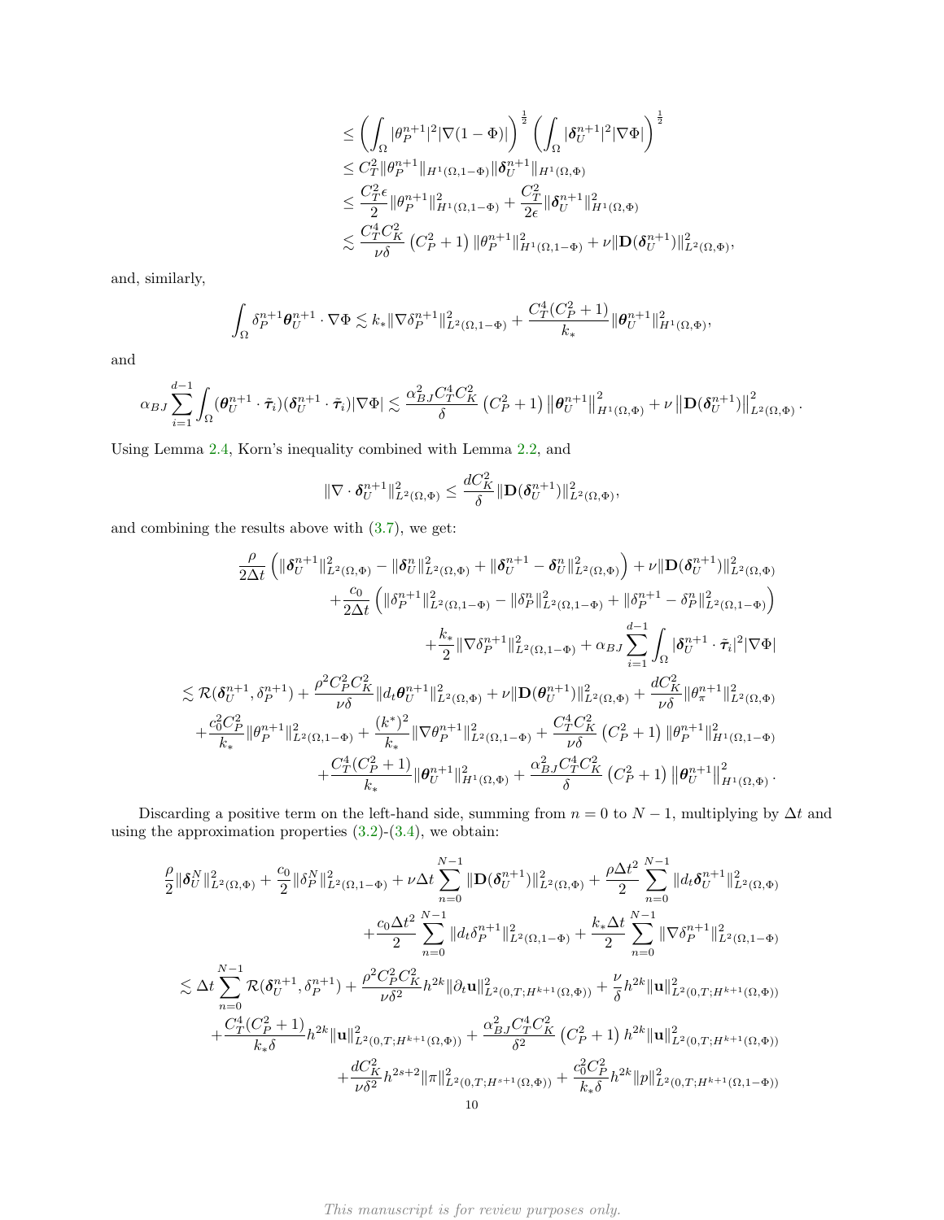$$
\begin{aligned}
&\leq \left(\int_\Omega |\theta_P^{n+1}|^2 |\nabla(1-\Phi)|\right)^{\frac{1}{2}} \left(\int_\Omega |\boldsymbol{\delta}_U^{n+1}|^2 |\nabla\Phi|\right)^{\frac{1}{2}} \\
&\leq C_T^2 \|\theta_P^{n+1}\|_{H^1(\Omega,1-\Phi)} \|\boldsymbol{\delta}_U^{n+1}\|_{H^1(\Omega,\Phi)} \\
&\leq \frac{C_T^2 \epsilon}{2} \|\theta_P^{n+1}\|^2_{H^1(\Omega,1-\Phi)} + \frac{C_T^2}{2\epsilon} \|\boldsymbol{\delta}_U^{n+1}\|^2_{H^1(\Omega,\Phi)} \\
&\lesssim \frac{C_T^4 C_K^2}{\nu\delta}\left(C_P^2+1\right) \|\theta_P^{n+1}\|^2_{H^1(\Omega,1-\Phi)} + \nu \|\mathbf{D}(\boldsymbol{\delta}_U^{n+1})\|^2_{L^2(\Omega,\Phi)},
\end{aligned}
$$

and, similarly,

$$
\int_\Omega \delta_P^{n+1} \boldsymbol{\theta}_U^{n+1} \cdot \nabla\Phi \lesssim k_* \|\nabla \delta_P^{n+1}\|^2_{L^2(\Omega,1-\Phi)} + \frac{C_T^4(C_P^2+1)}{k_*} \|\boldsymbol{\theta}_U^{n+1}\|^2_{H^1(\Omega,\Phi)},
$$

and

$$
\alpha_{BJ} \sum_{i=1}^{d-1} \int_\Omega (\boldsymbol{\theta}_U^{n+1} \cdot \tilde{\boldsymbol{\tau}}_i)(\boldsymbol{\delta}_U^{n+1} \cdot \tilde{\boldsymbol{\tau}}_i)|\nabla\Phi| \lesssim \frac{\alpha_{BJ}^2 C_T^4 C_K^2}{\delta}\left(C_P^2+1\right)\left\|\boldsymbol{\theta}_U^{n+1}\right\|^2_{H^1(\Omega,\Phi)} + \nu \left\|\mathbf{D}(\boldsymbol{\delta}_U^{n+1})\right\|^2_{L^2(\Omega,\Phi)}.
$$

Using Lemma 2.4, Korn's inequality combined with Lemma 2.2, and

$$
\|\nabla \cdot \boldsymbol{\delta}_U^{n+1}\|^2_{L^2(\Omega,\Phi)} \leq \frac{dC_K^2}{\delta} \|\mathbf{D}(\boldsymbol{\delta}_U^{n+1})\|^2_{L^2(\Omega,\Phi)},
$$

and combining the results above with (3.7), we get:

$$
\begin{aligned}
&\frac{\rho}{2\Delta t}\left(\|\boldsymbol{\delta}_U^{n+1}\|^2_{L^2(\Omega,\Phi)} - \|\boldsymbol{\delta}_U^{n}\|^2_{L^2(\Omega,\Phi)} + \|\boldsymbol{\delta}_U^{n+1} - \boldsymbol{\delta}_U^{n}\|^2_{L^2(\Omega,\Phi)}\right) + \nu \|\mathbf{D}(\boldsymbol{\delta}_U^{n+1})\|^2_{L^2(\Omega,\Phi)} \\
&\qquad + \frac{c_0}{2\Delta t}\left(\|\delta_P^{n+1}\|^2_{L^2(\Omega,1-\Phi)} - \|\delta_P^{n}\|^2_{L^2(\Omega,1-\Phi)} + \|\delta_P^{n+1} - \delta_P^{n}\|^2_{L^2(\Omega,1-\Phi)}\right) \\
&\qquad + \frac{k_*}{2}\|\nabla \delta_P^{n+1}\|^2_{L^2(\Omega,1-\Phi)} + \alpha_{BJ}\sum_{i=1}^{d-1}\int_\Omega |\boldsymbol{\delta}_U^{n+1}\cdot\tilde{\boldsymbol{\tau}}_i|^2|\nabla\Phi| \\
&\lesssim \mathcal{R}(\boldsymbol{\delta}_U^{n+1}, \delta_P^{n+1}) + \frac{\rho^2 C_P^2 C_K^2}{\nu\delta}\|d_t \boldsymbol{\theta}_U^{n+1}\|^2_{L^2(\Omega,\Phi)} + \nu \|\mathbf{D}(\boldsymbol{\theta}_U^{n+1})\|^2_{L^2(\Omega,\Phi)} + \frac{dC_K^2}{\nu\delta}\|\theta_\pi^{n+1}\|^2_{L^2(\Omega,\Phi)} \\
&\quad + \frac{c_0^2 C_P^2}{k_*}\|\theta_P^{n+1}\|^2_{L^2(\Omega,1-\Phi)} + \frac{(k^*)^2}{k_*}\|\nabla\theta_P^{n+1}\|^2_{L^2(\Omega,1-\Phi)} + \frac{C_T^4 C_K^2}{\nu\delta}\left(C_P^2+1\right)\|\theta_P^{n+1}\|^2_{H^1(\Omega,1-\Phi)} \\
&\quad + \frac{C_T^4(C_P^2+1)}{k_*}\|\boldsymbol{\theta}_U^{n+1}\|^2_{H^1(\Omega,\Phi)} + \frac{\alpha_{BJ}^2 C_T^4 C_K^2}{\delta}\left(C_P^2+1\right)\left\|\boldsymbol{\theta}_U^{n+1}\right\|^2_{H^1(\Omega,\Phi)}.
\end{aligned}
$$

Discarding a positive term on the left-hand side, summing from $n = 0$ to $N-1$, multiplying by $\Delta t$ and using the approximation properties (3.2)-(3.4), we obtain:

$$
\begin{aligned}
&\frac{\rho}{2}\|\boldsymbol{\delta}_U^{N}\|^2_{L^2(\Omega,\Phi)} + \frac{c_0}{2}\|\delta_P^{N}\|^2_{L^2(\Omega,1-\Phi)} + \nu\Delta t\sum_{n=0}^{N-1}\|\mathbf{D}(\boldsymbol{\delta}_U^{n+1})\|^2_{L^2(\Omega,\Phi)} + \frac{\rho\Delta t^2}{2}\sum_{n=0}^{N-1}\|d_t\boldsymbol{\delta}_U^{n+1}\|^2_{L^2(\Omega,\Phi)} \\
&\qquad + \frac{c_0\Delta t^2}{2}\sum_{n=0}^{N-1}\|d_t\delta_P^{n+1}\|^2_{L^2(\Omega,1-\Phi)} + \frac{k_*\Delta t}{2}\sum_{n=0}^{N-1}\|\nabla\delta_P^{n+1}\|^2_{L^2(\Omega,1-\Phi)} \\
&\lesssim \Delta t\sum_{n=0}^{N-1}\mathcal{R}(\boldsymbol{\delta}_U^{n+1}, \delta_P^{n+1}) + \frac{\rho^2 C_P^2 C_K^2}{\nu\delta^2}h^{2k}\|\partial_t \mathbf{u}\|^2_{L^2(0,T;H^{k+1}(\Omega,\Phi))} + \frac{\nu}{\delta}h^{2k}\|\mathbf{u}\|^2_{L^2(0,T;H^{k+1}(\Omega,\Phi))} \\
&\quad + \frac{C_T^4(C_P^2+1)}{k_*\delta}h^{2k}\|\mathbf{u}\|^2_{L^2(0,T;H^{k+1}(\Omega,\Phi))} + \frac{\alpha_{BJ}^2 C_T^4 C_K^2}{\delta^2}\left(C_P^2+1\right)h^{2k}\|\mathbf{u}\|^2_{L^2(0,T;H^{k+1}(\Omega,\Phi))} \\
&\quad + \frac{dC_K^2}{\nu\delta^2}h^{2s+2}\|\pi\|^2_{L^2(0,T;H^{s+1}(\Omega,\Phi))} + \frac{c_0^2 C_P^2}{k_*\delta}h^{2k}\|p\|^2_{L^2(0,T;H^{k+1}(\Omega,1-\Phi))}
\end{aligned}
$$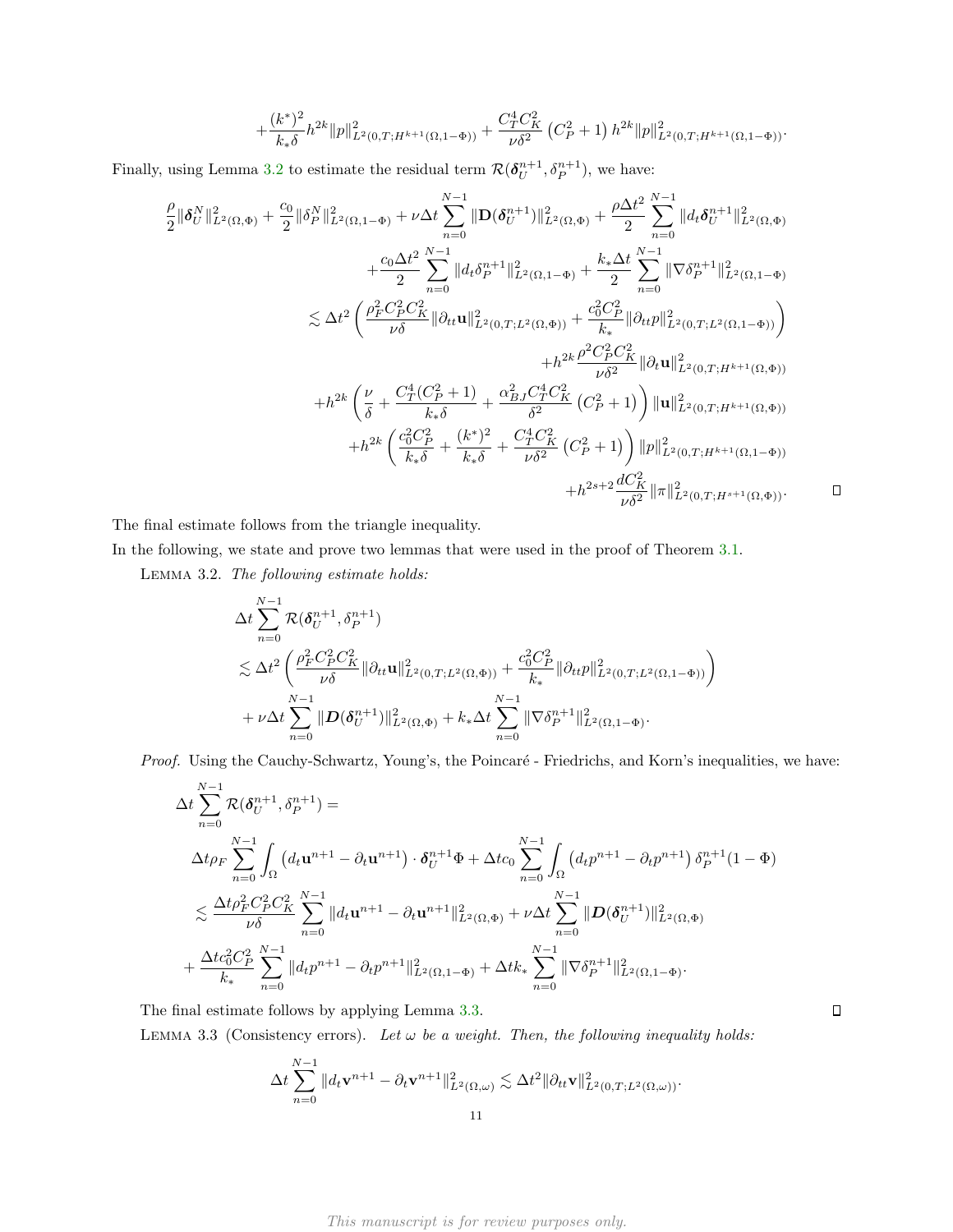$$+\frac{(k^*)^2}{k_*\delta}h^{2k}\|p\|^2_{L^2(0,T;H^{k+1}(\Omega,1-\Phi))} + \frac{C_T^4 C_K^2}{\nu\delta^2}\left(C_P^2+1\right)h^{2k}\|p\|^2_{L^2(0,T;H^{k+1}(\Omega,1-\Phi))}.$$

Finally, using Lemma 3.2 to estimate the residual term $\mathcal{R}(\boldsymbol{\delta}_U^{n+1}, \delta_P^{n+1})$, we have:

$$\begin{aligned}
\frac{\rho}{2}\|\boldsymbol{\delta}_U^N\|^2_{L^2(\Omega,\Phi)} + \frac{c_0}{2}\|\delta_P^N\|^2_{L^2(\Omega,1-\Phi)} + \nu\Delta t\sum_{n=0}^{N-1}\|\mathbf{D}(\boldsymbol{\delta}_U^{n+1})\|^2_{L^2(\Omega,\Phi)} + \frac{\rho\Delta t^2}{2}\sum_{n=0}^{N-1}\|d_t\boldsymbol{\delta}_U^{n+1}\|^2_{L^2(\Omega,\Phi)}\\
+\frac{c_0\Delta t^2}{2}\sum_{n=0}^{N-1}\|d_t\delta_P^{n+1}\|^2_{L^2(\Omega,1-\Phi)} + \frac{k_*\Delta t}{2}\sum_{n=0}^{N-1}\|\nabla\delta_P^{n+1}\|^2_{L^2(\Omega,1-\Phi)}\\
\lesssim \Delta t^2\left(\frac{\rho_F^2 C_P^2 C_K^2}{\nu\delta}\|\partial_{tt}\mathbf{u}\|^2_{L^2(0,T;L^2(\Omega,\Phi))} + \frac{c_0^2 C_P^2}{k_*}\|\partial_{tt}p\|^2_{L^2(0,T;L^2(\Omega,1-\Phi))}\right)\\
+h^{2k}\frac{\rho^2 C_P^2 C_K^2}{\nu\delta^2}\|\partial_t\mathbf{u}\|^2_{L^2(0,T;H^{k+1}(\Omega,\Phi))}\\
+h^{2k}\left(\frac{\nu}{\delta} + \frac{C_T^4(C_P^2+1)}{k_*\delta} + \frac{\alpha_{BJ}^2 C_T^4 C_K^2}{\delta^2}\left(C_P^2+1\right)\right)\|\mathbf{u}\|^2_{L^2(0,T;H^{k+1}(\Omega,\Phi))}\\
+h^{2k}\left(\frac{c_0^2 C_P^2}{k_*\delta} + \frac{(k^*)^2}{k_*\delta} + \frac{C_T^4 C_K^2}{\nu\delta^2}\left(C_P^2+1\right)\right)\|p\|^2_{L^2(0,T;H^{k+1}(\Omega,1-\Phi))}\\
+h^{2s+2}\frac{dC_K^2}{\nu\delta^2}\|\pi\|^2_{L^2(0,T;H^{s+1}(\Omega,\Phi))}.
\end{aligned}$$

∎

The final estimate follows from the triangle inequality.

In the following, we state and prove two lemmas that were used in the proof of Theorem 3.1.

LEMMA 3.2. *The following estimate holds:*

$$\begin{aligned}
&\Delta t\sum_{n=0}^{N-1}\mathcal{R}(\boldsymbol{\delta}_U^{n+1}, \delta_P^{n+1})\\
&\lesssim \Delta t^2\left(\frac{\rho_F^2 C_P^2 C_K^2}{\nu\delta}\|\partial_{tt}\mathbf{u}\|^2_{L^2(0,T;L^2(\Omega,\Phi))} + \frac{c_0^2 C_P^2}{k_*}\|\partial_{tt}p\|^2_{L^2(0,T;L^2(\Omega,1-\Phi))}\right)\\
&\quad+\nu\Delta t\sum_{n=0}^{N-1}\|\boldsymbol{D}(\boldsymbol{\delta}_U^{n+1})\|^2_{L^2(\Omega,\Phi)} + k_*\Delta t\sum_{n=0}^{N-1}\|\nabla\delta_P^{n+1}\|^2_{L^2(\Omega,1-\Phi)}.
\end{aligned}$$

*Proof.* Using the Cauchy-Schwartz, Young's, the Poincaré - Friedrichs, and Korn's inequalities, we have:

$$\begin{aligned}
&\Delta t\sum_{n=0}^{N-1}\mathcal{R}(\boldsymbol{\delta}_U^{n+1}, \delta_P^{n+1}) =\\
&\quad\Delta t\rho_F\sum_{n=0}^{N-1}\int_\Omega\left(d_t\mathbf{u}^{n+1} - \partial_t\mathbf{u}^{n+1}\right)\cdot\boldsymbol{\delta}_U^{n+1}\Phi + \Delta t c_0\sum_{n=0}^{N-1}\int_\Omega\left(d_t p^{n+1} - \partial_t p^{n+1}\right)\delta_P^{n+1}(1-\Phi)\\
&\quad\lesssim \frac{\Delta t\rho_F^2 C_P^2 C_K^2}{\nu\delta}\sum_{n=0}^{N-1}\|d_t\mathbf{u}^{n+1} - \partial_t\mathbf{u}^{n+1}\|^2_{L^2(\Omega,\Phi)} + \nu\Delta t\sum_{n=0}^{N-1}\|\boldsymbol{D}(\boldsymbol{\delta}_U^{n+1})\|^2_{L^2(\Omega,\Phi)}\\
&\quad+\frac{\Delta t c_0^2 C_P^2}{k_*}\sum_{n=0}^{N-1}\|d_t p^{n+1} - \partial_t p^{n+1}\|^2_{L^2(\Omega,1-\Phi)} + \Delta t k_*\sum_{n=0}^{N-1}\|\nabla\delta_P^{n+1}\|^2_{L^2(\Omega,1-\Phi)}.
\end{aligned}$$

The final estimate follows by applying Lemma 3.3. ∎

LEMMA 3.3 (Consistency errors). *Let $\omega$ be a weight. Then, the following inequality holds:*

$$\Delta t\sum_{n=0}^{N-1}\|d_t\mathbf{v}^{n+1} - \partial_t\mathbf{v}^{n+1}\|^2_{L^2(\Omega,\omega)} \lesssim \Delta t^2\|\partial_{tt}\mathbf{v}\|^2_{L^2(0,T;L^2(\Omega,\omega))}.$$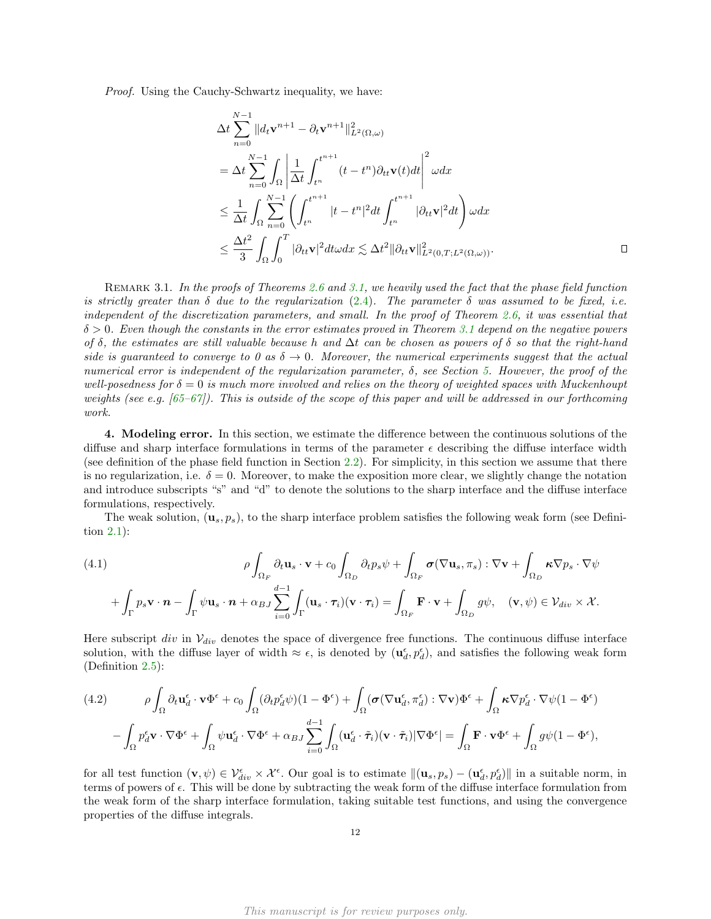*Proof.* Using the Cauchy-Schwartz inequality, we have:

$$
\begin{aligned}
&\Delta t \sum_{n=0}^{N-1} \|d_t \mathbf{v}^{n+1} - \partial_t \mathbf{v}^{n+1}\|^2_{L^2(\Omega,\omega)} \\
&= \Delta t \sum_{n=0}^{N-1} \int_\Omega \left| \frac{1}{\Delta t} \int_{t^n}^{t^{n+1}} (t - t^n)\partial_{tt}\mathbf{v}(t) dt \right|^2 \omega dx \\
&\le \frac{1}{\Delta t} \int_\Omega \sum_{n=0}^{N-1} \left( \int_{t^n}^{t^{n+1}} |t - t^n|^2 dt \int_{t^n}^{t^{n+1}} |\partial_{tt}\mathbf{v}|^2 dt \right) \omega dx \\
&\le \frac{\Delta t^2}{3} \int_\Omega \int_0^T |\partial_{tt}\mathbf{v}|^2 dt \omega dx \lesssim \Delta t^2 \|\partial_{tt}\mathbf{v}\|^2_{L^2(0,T;L^2(\Omega,\omega))}.
\end{aligned}
$$

∎

Remark 3.1. *In the proofs of Theorems 2.6 and 3.1, we heavily used the fact that the phase field function is strictly greater than $\delta$ due to the regularization (2.4). The parameter $\delta$ was assumed to be fixed, i.e. independent of the discretization parameters, and small. In the proof of Theorem 2.6, it was essential that $\delta > 0$. Even though the constants in the error estimates proved in Theorem 3.1 depend on the negative powers of $\delta$, the estimates are still valuable because $h$ and $\Delta t$ can be chosen as powers of $\delta$ so that the right-hand side is guaranteed to converge to 0 as $\delta \to 0$. Moreover, the numerical experiments suggest that the actual numerical error is independent of the regularization parameter, $\delta$, see Section 5. However, the proof of the well-posedness for $\delta = 0$ is much more involved and relies on the theory of weighted spaces with Muckenhoupt weights (see e.g. [65–67]). This is outside of the scope of this paper and will be addressed in our forthcoming work.*

**4. Modeling error.** In this section, we estimate the difference between the continuous solutions of the diffuse and sharp interface formulations in terms of the parameter $\epsilon$ describing the diffuse interface width (see definition of the phase field function in Section 2.2). For simplicity, in this section we assume that there is no regularization, i.e. $\delta = 0$. Moreover, to make the exposition more clear, we slightly change the notation and introduce subscripts "s" and "d" to denote the solutions to the sharp interface and the diffuse interface formulations, respectively.

The weak solution, $(\mathbf{u}_s, p_s)$, to the sharp interface problem satisfies the following weak form (see Definition 2.1):

$$
\begin{aligned}
(4.1) \qquad & \rho \int_{\Omega_F} \partial_t \mathbf{u}_s \cdot \mathbf{v} + c_0 \int_{\Omega_D} \partial_t p_s \psi + \int_{\Omega_F} \boldsymbol{\sigma}(\nabla \mathbf{u}_s, \pi_s) : \nabla \mathbf{v} + \int_{\Omega_D} \boldsymbol{\kappa} \nabla p_s \cdot \nabla \psi \\
& + \int_\Gamma p_s \mathbf{v} \cdot \boldsymbol{n} - \int_\Gamma \psi \mathbf{u}_s \cdot \boldsymbol{n} + \alpha_{BJ} \sum_{i=0}^{d-1} \int_\Gamma (\mathbf{u}_s \cdot \boldsymbol{\tau}_i)(\mathbf{v} \cdot \boldsymbol{\tau}_i) = \int_{\Omega_F} \mathbf{F} \cdot \mathbf{v} + \int_{\Omega_D} g \psi, \quad (\mathbf{v}, \psi) \in \mathcal{V}_{div} \times \mathcal{X}.
\end{aligned}
$$

Here subscript $div$ in $\mathcal{V}_{div}$ denotes the space of divergence free functions. The continuous diffuse interface solution, with the diffuse layer of width $\approx \epsilon$, is denoted by $(\mathbf{u}_d^\epsilon, p_d^\epsilon)$, and satisfies the following weak form (Definition 2.5):

$$
\begin{aligned}
(4.2) \qquad & \rho \int_\Omega \partial_t \mathbf{u}_d^\epsilon \cdot \mathbf{v} \Phi^\epsilon + c_0 \int_\Omega (\partial_t p_d^\epsilon \psi)(1 - \Phi^\epsilon) + \int_\Omega (\boldsymbol{\sigma}(\nabla \mathbf{u}_d^\epsilon, \pi_d^\epsilon) : \nabla \mathbf{v}) \Phi^\epsilon + \int_\Omega \boldsymbol{\kappa} \nabla p_d^\epsilon \cdot \nabla \psi (1 - \Phi^\epsilon) \\
& - \int_\Omega p_d^\epsilon \mathbf{v} \cdot \nabla \Phi^\epsilon + \int_\Omega \psi \mathbf{u}_d^\epsilon \cdot \nabla \Phi^\epsilon + \alpha_{BJ} \sum_{i=0}^{d-1} \int_\Omega (\mathbf{u}_d^\epsilon \cdot \tilde{\boldsymbol{\tau}}_i)(\mathbf{v} \cdot \tilde{\boldsymbol{\tau}}_i) |\nabla \Phi^\epsilon| = \int_\Omega \mathbf{F} \cdot \mathbf{v} \Phi^\epsilon + \int_\Omega g \psi (1 - \Phi^\epsilon),
\end{aligned}
$$

for all test function $(\mathbf{v}, \psi) \in \mathcal{V}_{div}^\epsilon \times \mathcal{X}^\epsilon$. Our goal is to estimate $\|(\mathbf{u}_s, p_s) - (\mathbf{u}_d^\epsilon, p_d^\epsilon)\|$ in a suitable norm, in terms of powers of $\epsilon$. This will be done by subtracting the weak form of the diffuse interface formulation from the weak form of the sharp interface formulation, taking suitable test functions, and using the convergence properties of the diffuse integrals.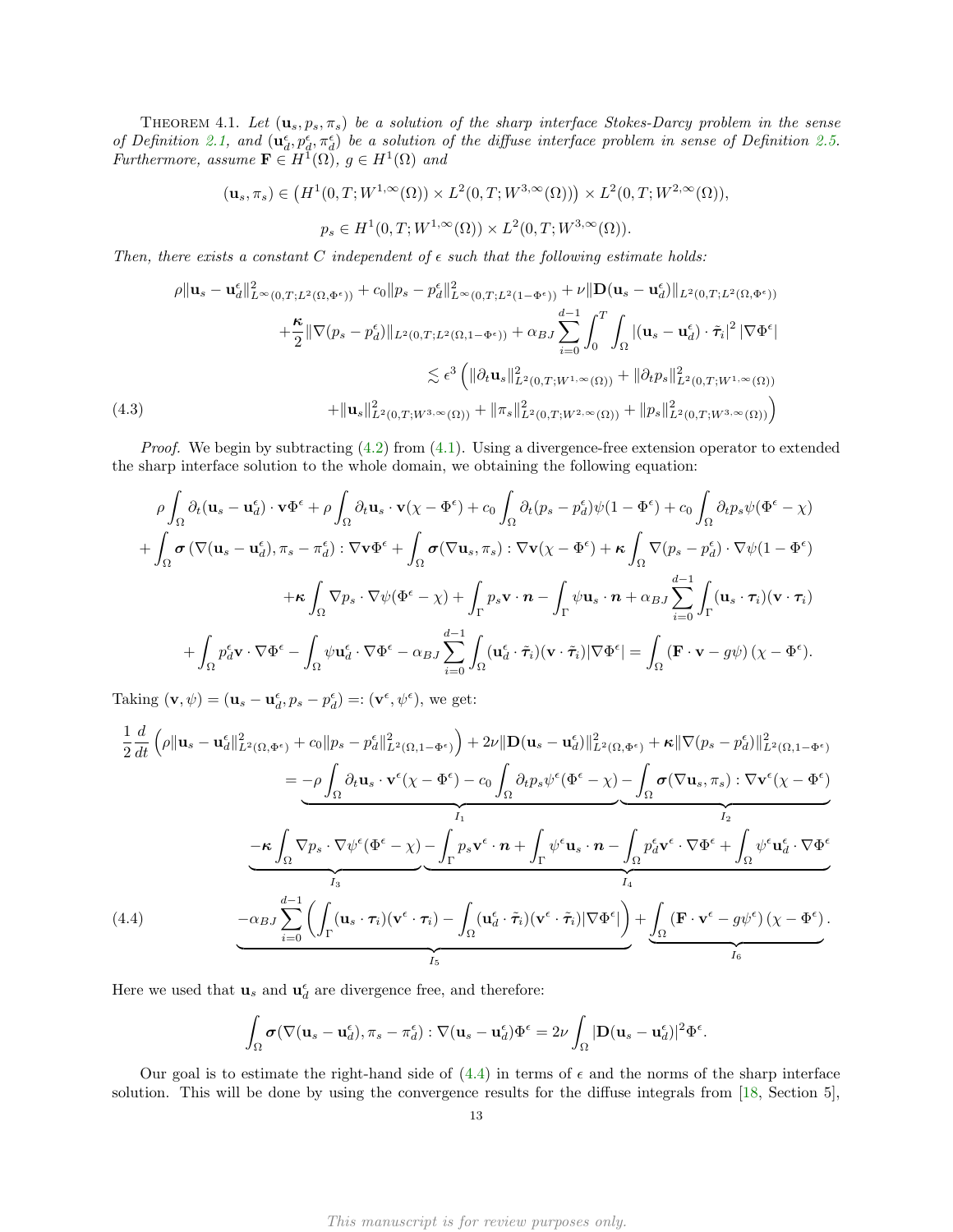THEOREM 4.1. *Let $(\mathbf{u}_s, p_s, \pi_s)$ be a solution of the sharp interface Stokes-Darcy problem in the sense of Definition 2.1, and $(\mathbf{u}_d^\epsilon, p_d^\epsilon, \pi_d^\epsilon)$ be a solution of the diffuse interface problem in sense of Definition 2.5. Furthermore, assume $\mathbf{F} \in H^1(\Omega)$, $g \in H^1(\Omega)$ and*

$$(\mathbf{u}_s, \pi_s) \in \left(H^1(0,T; W^{1,\infty}(\Omega)) \times L^2(0,T; W^{3,\infty}(\Omega))\right) \times L^2(0,T; W^{2,\infty}(\Omega)),$$

$$p_s \in H^1(0,T; W^{1,\infty}(\Omega)) \times L^2(0,T; W^{3,\infty}(\Omega)).$$

*Then, there exists a constant $C$ independent of $\epsilon$ such that the following estimate holds:*

$$\begin{aligned}
\rho\|\mathbf{u}_s - \mathbf{u}_d^\epsilon\|^2_{L^\infty(0,T;L^2(\Omega,\Phi^\epsilon))} &+ c_0\|p_s - p_d^\epsilon\|^2_{L^\infty(0,T;L^2(1-\Phi^\epsilon))} + \nu\|\mathbf{D}(\mathbf{u}_s - \mathbf{u}_d^\epsilon)\|_{L^2(0,T;L^2(\Omega,\Phi^\epsilon))} \\
&+ \frac{\boldsymbol{\kappa}}{2}\|\nabla(p_s - p_d^\epsilon)\|_{L^2(0,T;L^2(\Omega,1-\Phi^\epsilon))} + \alpha_{BJ}\sum_{i=0}^{d-1}\int_0^T\int_\Omega |(\mathbf{u}_s - \mathbf{u}_d^\epsilon)\cdot\tilde{\boldsymbol{\tau}}_i|^2\,|\nabla\Phi^\epsilon| \\
&\lesssim \epsilon^3\Big(\|\partial_t\mathbf{u}_s\|^2_{L^2(0,T;W^{1,\infty}(\Omega))} + \|\partial_t p_s\|^2_{L^2(0,T;W^{1,\infty}(\Omega))} \\
&\quad + \|\mathbf{u}_s\|^2_{L^2(0,T;W^{3,\infty}(\Omega))} + \|\pi_s\|^2_{L^2(0,T;W^{2,\infty}(\Omega))} + \|p_s\|^2_{L^2(0,T;W^{3,\infty}(\Omega))}\Big)
\end{aligned} \tag{4.3}$$

*Proof.* We begin by subtracting (4.2) from (4.1). Using a divergence-free extension operator to extended the sharp interface solution to the whole domain, we obtaining the following equation:

$$\begin{aligned}
&\rho\int_\Omega \partial_t(\mathbf{u}_s - \mathbf{u}_d^\epsilon)\cdot\mathbf{v}\Phi^\epsilon + \rho\int_\Omega \partial_t\mathbf{u}_s\cdot\mathbf{v}(\chi - \Phi^\epsilon) + c_0\int_\Omega \partial_t(p_s - p_d^\epsilon)\psi(1-\Phi^\epsilon) + c_0\int_\Omega \partial_t p_s\psi(\Phi^\epsilon - \chi) \\
&+ \int_\Omega \boldsymbol{\sigma}\left(\nabla(\mathbf{u}_s - \mathbf{u}_d^\epsilon), \pi_s - \pi_d^\epsilon\right) : \nabla\mathbf{v}\Phi^\epsilon + \int_\Omega \boldsymbol{\sigma}(\nabla\mathbf{u}_s, \pi_s) : \nabla\mathbf{v}(\chi - \Phi^\epsilon) + \boldsymbol{\kappa}\int_\Omega \nabla(p_s - p_d^\epsilon)\cdot\nabla\psi(1-\Phi^\epsilon) \\
&+ \boldsymbol{\kappa}\int_\Omega \nabla p_s\cdot\nabla\psi(\Phi^\epsilon - \chi) + \int_\Gamma p_s\mathbf{v}\cdot\boldsymbol{n} - \int_\Gamma \psi\mathbf{u}_s\cdot\boldsymbol{n} + \alpha_{BJ}\sum_{i=0}^{d-1}\int_\Gamma (\mathbf{u}_s\cdot\boldsymbol{\tau}_i)(\mathbf{v}\cdot\boldsymbol{\tau}_i) \\
&+ \int_\Omega p_d^\epsilon\mathbf{v}\cdot\nabla\Phi^\epsilon - \int_\Omega \psi\mathbf{u}_d^\epsilon\cdot\nabla\Phi^\epsilon - \alpha_{BJ}\sum_{i=0}^{d-1}\int_\Omega (\mathbf{u}_d^\epsilon\cdot\tilde{\boldsymbol{\tau}}_i)(\mathbf{v}\cdot\tilde{\boldsymbol{\tau}}_i)|\nabla\Phi^\epsilon| = \int_\Omega (\mathbf{F}\cdot\mathbf{v} - g\psi)(\chi - \Phi^\epsilon).
\end{aligned}$$

Taking $(\mathbf{v}, \psi) = (\mathbf{u}_s - \mathbf{u}_d^\epsilon, p_s - p_d^\epsilon) =: (\mathbf{v}^\epsilon, \psi^\epsilon)$, we get:

$$\begin{aligned}
&\frac{1}{2}\frac{d}{dt}\left(\rho\|\mathbf{u}_s - \mathbf{u}_d^\epsilon\|^2_{L^2(\Omega,\Phi^\epsilon)} + c_0\|p_s - p_d^\epsilon\|^2_{L^2(\Omega,1-\Phi^\epsilon)}\right) + 2\nu\|\mathbf{D}(\mathbf{u}_s - \mathbf{u}_d^\epsilon)\|^2_{L^2(\Omega,\Phi^\epsilon)} + \boldsymbol{\kappa}\|\nabla(p_s - p_d^\epsilon)\|^2_{L^2(\Omega,1-\Phi^\epsilon)} \\
&= \underbrace{-\rho\int_\Omega \partial_t\mathbf{u}_s\cdot\mathbf{v}^\epsilon(\chi - \Phi^\epsilon) - c_0\int_\Omega \partial_t p_s\psi^\epsilon(\Phi^\epsilon - \chi)}_{I_1}\underbrace{-\int_\Omega \boldsymbol{\sigma}(\nabla\mathbf{u}_s, \pi_s) : \nabla\mathbf{v}^\epsilon(\chi - \Phi^\epsilon)}_{I_2} \\
&\quad \underbrace{-\boldsymbol{\kappa}\int_\Omega \nabla p_s\cdot\nabla\psi^\epsilon(\Phi^\epsilon - \chi)}_{I_3}\underbrace{-\int_\Gamma p_s\mathbf{v}^\epsilon\cdot\boldsymbol{n} + \int_\Gamma \psi^\epsilon\mathbf{u}_s\cdot\boldsymbol{n} - \int_\Omega p_d^\epsilon\mathbf{v}^\epsilon\cdot\nabla\Phi^\epsilon + \int_\Omega \psi^\epsilon\mathbf{u}_d^\epsilon\cdot\nabla\Phi^\epsilon}_{I_4} \\
&\quad \underbrace{-\alpha_{BJ}\sum_{i=0}^{d-1}\left(\int_\Gamma (\mathbf{u}_s\cdot\boldsymbol{\tau}_i)(\mathbf{v}^\epsilon\cdot\boldsymbol{\tau}_i) - \int_\Omega (\mathbf{u}_d^\epsilon\cdot\tilde{\boldsymbol{\tau}}_i)(\mathbf{v}^\epsilon\cdot\tilde{\boldsymbol{\tau}}_i)|\nabla\Phi^\epsilon|\right)}_{I_5} + \underbrace{\int_\Omega (\mathbf{F}\cdot\mathbf{v}^\epsilon - g\psi^\epsilon)(\chi - \Phi^\epsilon)}_{I_6}.
\end{aligned} \tag{4.4}$$

Here we used that $\mathbf{u}_s$ and $\mathbf{u}_d^\epsilon$ are divergence free, and therefore:

$$\int_\Omega \boldsymbol{\sigma}(\nabla(\mathbf{u}_s - \mathbf{u}_d^\epsilon), \pi_s - \pi_d^\epsilon) : \nabla(\mathbf{u}_s - \mathbf{u}_d^\epsilon)\Phi^\epsilon = 2\nu\int_\Omega |\mathbf{D}(\mathbf{u}_s - \mathbf{u}_d^\epsilon)|^2\Phi^\epsilon.$$

Our goal is to estimate the right-hand side of (4.4) in terms of $\epsilon$ and the norms of the sharp interface solution. This will be done by using the convergence results for the diffuse integrals from [18, Section 5],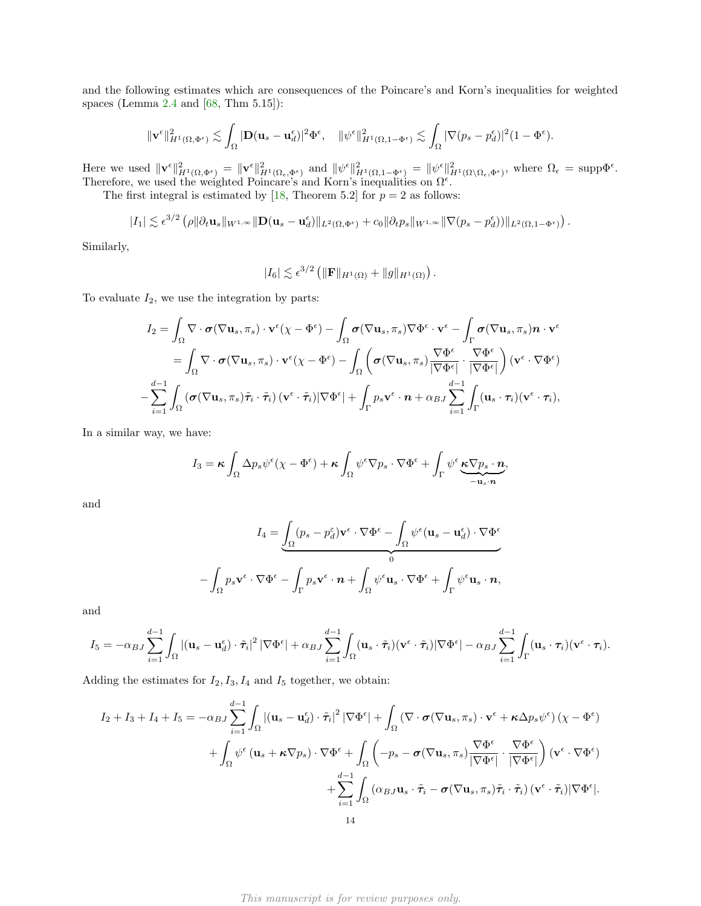and the following estimates which are consequences of the Poincare's and Korn's inequalities for weighted spaces (Lemma 2.4 and [68, Thm 5.15]):

$$\|\mathbf{v}^\epsilon\|^2_{H^1(\Omega,\Phi^\epsilon)} \lesssim \int_\Omega |\mathbf{D}(\mathbf{u}_s - \mathbf{u}_d^\epsilon)|^2 \Phi^\epsilon, \quad \|\psi^\epsilon\|^2_{H^1(\Omega,1-\Phi^\epsilon)} \lesssim \int_\Omega |\nabla(p_s - p_d^\epsilon)|^2(1-\Phi^\epsilon).$$

Here we used $\|\mathbf{v}^\epsilon\|^2_{H^1(\Omega,\Phi^\epsilon)} = \|\mathbf{v}^\epsilon\|^2_{H^1(\Omega_\epsilon,\Phi^\epsilon)}$ and $\|\psi^\epsilon\|^2_{H^1(\Omega,1-\Phi^\epsilon)} = \|\psi^\epsilon\|^2_{H^1(\Omega\setminus\Omega_\epsilon,\Phi^\epsilon)}$, where $\Omega_\epsilon = \mathrm{supp}\Phi^\epsilon$. Therefore, we used the weighted Poincare's and Korn's inequalities on $\Omega^\epsilon$.

The first integral is estimated by [18, Theorem 5.2] for $p=2$ as follows:

$$|I_1| \lesssim \epsilon^{3/2}\left(\rho\|\partial_t \mathbf{u}_s\|_{W^{1,\infty}}\|\mathbf{D}(\mathbf{u}_s - \mathbf{u}_d^\epsilon)\|_{L^2(\Omega,\Phi^\epsilon)} + c_0\|\partial_t p_s\|_{W^{1,\infty}}\|\nabla(p_s - p_d^\epsilon))\|_{L^2(\Omega,1-\Phi^\epsilon)}\right).$$

Similarly,

$$|I_6| \lesssim \epsilon^{3/2}\left(\|\mathbf{F}\|_{H^1(\Omega)} + \|g\|_{H^1(\Omega)}\right).$$

To evaluate $I_2$, we use the integration by parts:

$$\begin{aligned}
I_2 &= \int_\Omega \nabla\cdot\boldsymbol{\sigma}(\nabla\mathbf{u}_s,\pi_s)\cdot\mathbf{v}^\epsilon(\chi - \Phi^\epsilon) - \int_\Omega \boldsymbol{\sigma}(\nabla\mathbf{u}_s,\pi_s)\nabla\Phi^\epsilon\cdot\mathbf{v}^\epsilon - \int_\Gamma \boldsymbol{\sigma}(\nabla\mathbf{u}_s,\pi_s)\boldsymbol{n}\cdot\mathbf{v}^\epsilon \\
&= \int_\Omega \nabla\cdot\boldsymbol{\sigma}(\nabla\mathbf{u}_s,\pi_s)\cdot\mathbf{v}^\epsilon(\chi - \Phi^\epsilon) - \int_\Omega\left(\boldsymbol{\sigma}(\nabla\mathbf{u}_s,\pi_s)\frac{\nabla\Phi^\epsilon}{|\nabla\Phi^\epsilon|}\cdot\frac{\nabla\Phi^\epsilon}{|\nabla\Phi^\epsilon|}\right)(\mathbf{v}^\epsilon\cdot\nabla\Phi^\epsilon) \\
&- \sum_{i=1}^{d-1}\int_\Omega\left(\boldsymbol{\sigma}(\nabla\mathbf{u}_s,\pi_s)\tilde{\boldsymbol{\tau}}_i\cdot\tilde{\boldsymbol{\tau}}_i\right)(\mathbf{v}^\epsilon\cdot\tilde{\boldsymbol{\tau}}_i)|\nabla\Phi^\epsilon| + \int_\Gamma p_s\mathbf{v}^\epsilon\cdot\boldsymbol{n} + \alpha_{BJ}\sum_{i=1}^{d-1}\int_\Gamma(\mathbf{u}_s\cdot\boldsymbol{\tau}_i)(\mathbf{v}^\epsilon\cdot\boldsymbol{\tau}_i),
\end{aligned}$$

In a similar way, we have:

$$I_3 = \boldsymbol{\kappa}\int_\Omega \Delta p_s\psi^\epsilon(\chi - \Phi^\epsilon) + \boldsymbol{\kappa}\int_\Omega \psi^\epsilon\nabla p_s\cdot\nabla\Phi^\epsilon + \int_\Gamma \psi^\epsilon\underbrace{\boldsymbol{\kappa}\nabla p_s\cdot\boldsymbol{n}}_{-\mathbf{u}_s\cdot\boldsymbol{n}},$$

and

$$\begin{aligned}
I_4 &= \underbrace{\int_\Omega (p_s - p_d^\varepsilon)\mathbf{v}^\epsilon\cdot\nabla\Phi^\epsilon - \int_\Omega \psi^\epsilon(\mathbf{u}_s - \mathbf{u}_d^\epsilon)\cdot\nabla\Phi^\epsilon}_{0} \\
&- \int_\Omega p_s\mathbf{v}^\epsilon\cdot\nabla\Phi^\epsilon - \int_\Gamma p_s\mathbf{v}^\epsilon\cdot\boldsymbol{n} + \int_\Omega \psi^\epsilon\mathbf{u}_s\cdot\nabla\Phi^\epsilon + \int_\Gamma \psi^\epsilon\mathbf{u}_s\cdot\boldsymbol{n},
\end{aligned}$$

and

$$I_5 = -\alpha_{BJ}\sum_{i=1}^{d-1}\int_\Omega |(\mathbf{u}_s - \mathbf{u}_d^\epsilon)\cdot\tilde{\boldsymbol{\tau}}_i|^2|\nabla\Phi^\epsilon| + \alpha_{BJ}\sum_{i=1}^{d-1}\int_\Omega(\mathbf{u}_s\cdot\tilde{\boldsymbol{\tau}}_i)(\mathbf{v}^\epsilon\cdot\tilde{\boldsymbol{\tau}}_i)|\nabla\Phi^\epsilon| - \alpha_{BJ}\sum_{i=1}^{d-1}\int_\Gamma(\mathbf{u}_s\cdot\boldsymbol{\tau}_i)(\mathbf{v}^\epsilon\cdot\boldsymbol{\tau}_i).$$

Adding the estimates for $I_2, I_3, I_4$ and $I_5$ together, we obtain:

$$\begin{aligned}
I_2 + I_3 + I_4 + I_5 &= -\alpha_{BJ}\sum_{i=1}^{d-1}\int_\Omega |(\mathbf{u}_s - \mathbf{u}_d^\epsilon)\cdot\tilde{\boldsymbol{\tau}}_i|^2|\nabla\Phi^\epsilon| + \int_\Omega\left(\nabla\cdot\boldsymbol{\sigma}(\nabla\mathbf{u}_s,\pi_s)\cdot\mathbf{v}^\epsilon + \boldsymbol{\kappa}\Delta p_s\psi^\epsilon\right)(\chi - \Phi^\epsilon) \\
&+ \int_\Omega \psi^\epsilon\left(\mathbf{u}_s + \boldsymbol{\kappa}\nabla p_s\right)\cdot\nabla\Phi^\epsilon + \int_\Omega\left(-p_s - \boldsymbol{\sigma}(\nabla\mathbf{u}_s,\pi_s)\frac{\nabla\Phi^\epsilon}{|\nabla\Phi^\epsilon|}\cdot\frac{\nabla\Phi^\epsilon}{|\nabla\Phi^\epsilon|}\right)(\mathbf{v}^\epsilon\cdot\nabla\Phi^\epsilon) \\
&+ \sum_{i=1}^{d-1}\int_\Omega\left(\alpha_{BJ}\mathbf{u}_s\cdot\tilde{\boldsymbol{\tau}}_i - \boldsymbol{\sigma}(\nabla\mathbf{u}_s,\pi_s)\tilde{\boldsymbol{\tau}}_i\cdot\tilde{\boldsymbol{\tau}}_i\right)(\mathbf{v}^\epsilon\cdot\tilde{\boldsymbol{\tau}}_i)|\nabla\Phi^\epsilon|.
\end{aligned}$$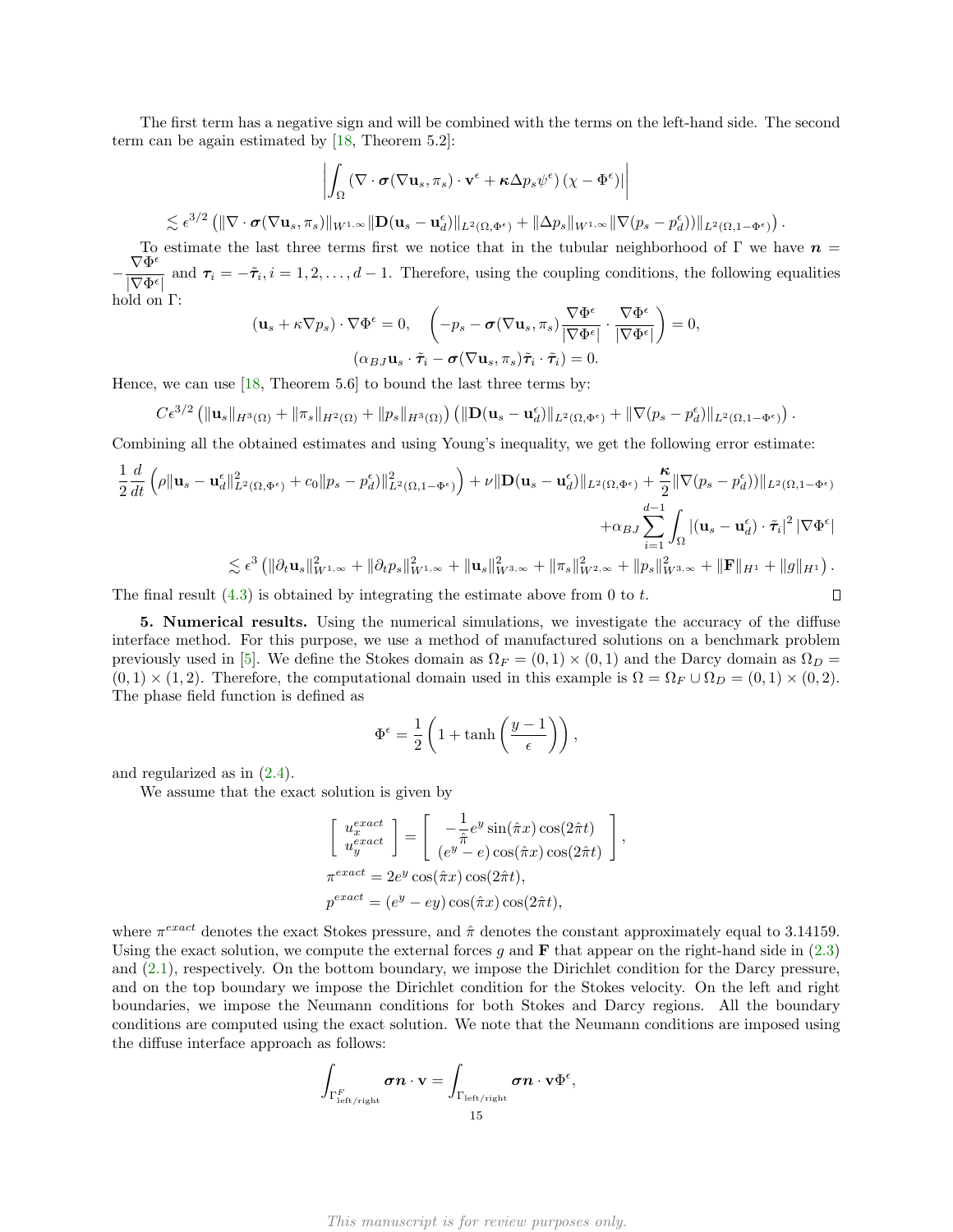The first term has a negative sign and will be combined with the terms on the left-hand side. The second term can be again estimated by [18, Theorem 5.2]:

$$\left| \int_\Omega \left(\nabla \cdot \boldsymbol{\sigma}(\nabla \mathbf{u}_s, \pi_s) \cdot \mathbf{v}^\epsilon + \boldsymbol{\kappa} \Delta p_s \psi^\epsilon\right)(\chi - \Phi^\epsilon)| \right|$$

$$\lesssim \epsilon^{3/2} \left( \|\nabla \cdot \boldsymbol{\sigma}(\nabla \mathbf{u}_s, \pi_s)\|_{W^{1,\infty}} \|\mathbf{D}(\mathbf{u}_s - \mathbf{u}_d^\epsilon)\|_{L^2(\Omega, \Phi^\epsilon)} + \|\Delta p_s\|_{W^{1,\infty}} \|\nabla(p_s - p_d^\epsilon)\|_{L^2(\Omega, 1-\Phi^\epsilon)} \right).$$

To estimate the last three terms first we notice that in the tubular neighborhood of $\Gamma$ we have $\boldsymbol{n} = -\dfrac{\nabla \Phi^\epsilon}{|\nabla \Phi^\epsilon|}$ and $\boldsymbol{\tau}_i = -\tilde{\boldsymbol{\tau}}_i, i = 1, 2, \ldots, d-1$. Therefore, using the coupling conditions, the following equalities hold on $\Gamma$:

$$(\mathbf{u}_s + \kappa \nabla p_s) \cdot \nabla \Phi^\epsilon = 0, \quad \left( -p_s - \boldsymbol{\sigma}(\nabla \mathbf{u}_s, \pi_s) \frac{\nabla \Phi^\epsilon}{|\nabla \Phi^\epsilon|} \cdot \frac{\nabla \Phi^\epsilon}{|\nabla \Phi^\epsilon|} \right) = 0,$$

$$(\alpha_{BJ} \mathbf{u}_s \cdot \tilde{\boldsymbol{\tau}}_i - \boldsymbol{\sigma}(\nabla \mathbf{u}_s, \pi_s) \tilde{\boldsymbol{\tau}}_i \cdot \tilde{\boldsymbol{\tau}}_i) = 0.$$

Hence, we can use [18, Theorem 5.6] to bound the last three terms by:

$$C\epsilon^{3/2} \left( \|\mathbf{u}_s\|_{H^3(\Omega)} + \|\pi_s\|_{H^2(\Omega)} + \|p_s\|_{H^3(\Omega)} \right) \left( \|\mathbf{D}(\mathbf{u}_s - \mathbf{u}_d^\epsilon)\|_{L^2(\Omega, \Phi^\epsilon)} + \|\nabla(p_s - p_d^\epsilon)\|_{L^2(\Omega, 1-\Phi^\epsilon)} \right).$$

Combining all the obtained estimates and using Young's inequality, we get the following error estimate:

$$\frac{1}{2}\frac{d}{dt}\left( \rho \|\mathbf{u}_s - \mathbf{u}_d^\epsilon\|^2_{L^2(\Omega,\Phi^\epsilon)} + c_0 \|p_s - p_d^\epsilon\|^2_{L^2(\Omega, 1-\Phi^\epsilon)} \right) + \nu \|\mathbf{D}(\mathbf{u}_s - \mathbf{u}_d^\epsilon)\|_{L^2(\Omega,\Phi^\epsilon)} + \frac{\boldsymbol{\kappa}}{2} \|\nabla(p_s - p_d^\epsilon)\|_{L^2(\Omega, 1-\Phi^\epsilon)}$$
$$+ \alpha_{BJ} \sum_{i=1}^{d-1} \int_\Omega |(\mathbf{u}_s - \mathbf{u}_d^\epsilon) \cdot \tilde{\boldsymbol{\tau}}_i|^2 |\nabla \Phi^\epsilon|$$
$$\lesssim \epsilon^3 \left( \|\partial_t \mathbf{u}_s\|^2_{W^{1,\infty}} + \|\partial_t p_s\|^2_{W^{1,\infty}} + \|\mathbf{u}_s\|^2_{W^{3,\infty}} + \|\pi_s\|^2_{W^{2,\infty}} + \|p_s\|^2_{W^{3,\infty}} + \|\mathbf{F}\|_{H^1} + \|g\|_{H^1} \right).$$

The final result (4.3) is obtained by integrating the estimate above from 0 to $t$. □

**5. Numerical results.** Using the numerical simulations, we investigate the accuracy of the diffuse interface method. For this purpose, we use a method of manufactured solutions on a benchmark problem previously used in [5]. We define the Stokes domain as $\Omega_F = (0,1) \times (0,1)$ and the Darcy domain as $\Omega_D = (0,1) \times (1,2)$. Therefore, the computational domain used in this example is $\Omega = \Omega_F \cup \Omega_D = (0,1) \times (0,2)$. The phase field function is defined as

$$\Phi^\epsilon = \frac{1}{2}\left(1 + \tanh\left(\frac{y-1}{\epsilon}\right)\right),$$

and regularized as in (2.4).

We assume that the exact solution is given by

$$\begin{bmatrix} u_x^{exact} \\ u_y^{exact} \end{bmatrix} = \begin{bmatrix} -\frac{1}{\hat{\pi}} e^y \sin(\hat{\pi} x) \cos(2\hat{\pi} t) \\ (e^y - e)\cos(\hat{\pi} x)\cos(2\hat{\pi} t) \end{bmatrix},$$
$$\pi^{exact} = 2e^y \cos(\hat{\pi} x)\cos(2\hat{\pi} t),$$
$$p^{exact} = (e^y - ey)\cos(\hat{\pi} x)\cos(2\hat{\pi} t),$$

where $\pi^{exact}$ denotes the exact Stokes pressure, and $\hat{\pi}$ denotes the constant approximately equal to 3.14159. Using the exact solution, we compute the external forces $g$ and $\mathbf{F}$ that appear on the right-hand side in (2.3) and (2.1), respectively. On the bottom boundary, we impose the Dirichlet condition for the Darcy pressure, and on the top boundary we impose the Dirichlet condition for the Stokes velocity. On the left and right boundaries, we impose the Neumann conditions for both Stokes and Darcy regions. All the boundary conditions are computed using the exact solution. We note that the Neumann conditions are imposed using the diffuse interface approach as follows:

$$\int_{\Gamma^F_{\text{left/right}}} \boldsymbol{\sigma n} \cdot \mathbf{v} = \int_{\Gamma_{\text{left/right}}} \boldsymbol{\sigma n} \cdot \mathbf{v} \Phi^\epsilon,$$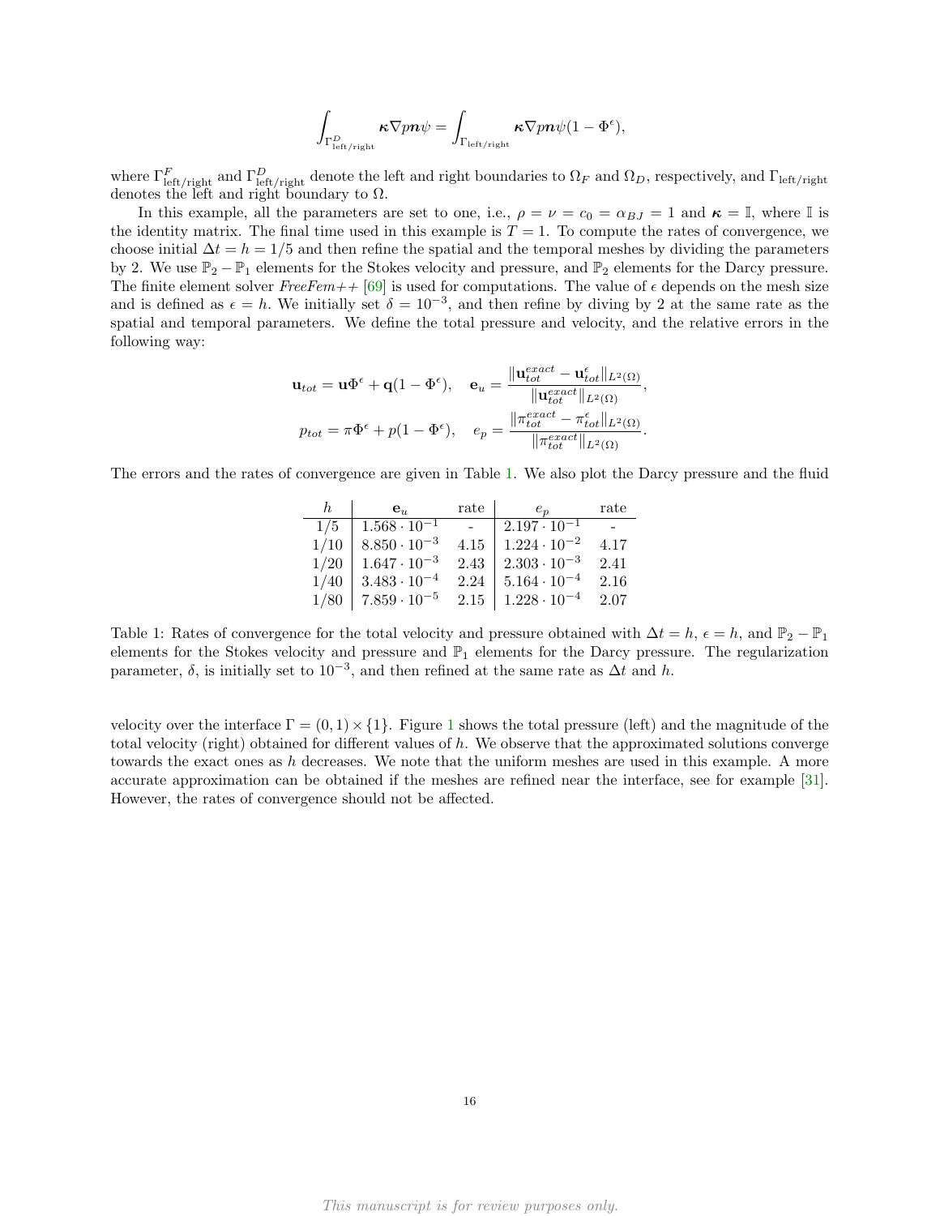$$\int_{\Gamma^D_{\text{left/right}}} \boldsymbol{\kappa}\nabla p \boldsymbol{n}\psi = \int_{\Gamma_{\text{left/right}}} \boldsymbol{\kappa}\nabla p \boldsymbol{n}\psi(1-\Phi^\epsilon),$$

where $\Gamma^F_{\text{left/right}}$ and $\Gamma^D_{\text{left/right}}$ denote the left and right boundaries to $\Omega_F$ and $\Omega_D$, respectively, and $\Gamma_{\text{left/right}}$ denotes the left and right boundary to $\Omega$.

In this example, all the parameters are set to one, i.e., $\rho = \nu = c_0 = \alpha_{BJ} = 1$ and $\boldsymbol{\kappa} = \mathbb{I}$, where $\mathbb{I}$ is the identity matrix. The final time used in this example is $T = 1$. To compute the rates of convergence, we choose initial $\Delta t = h = 1/5$ and then refine the spatial and the temporal meshes by dividing the parameters by 2. We use $\mathbb{P}_2 - \mathbb{P}_1$ elements for the Stokes velocity and pressure, and $\mathbb{P}_2$ elements for the Darcy pressure. The finite element solver *FreeFem++* [69] is used for computations. The value of $\epsilon$ depends on the mesh size and is defined as $\epsilon = h$. We initially set $\delta = 10^{-3}$, and then refine by diving by 2 at the same rate as the spatial and temporal parameters. We define the total pressure and velocity, and the relative errors in the following way:

$$\mathbf{u}_{tot} = \mathbf{u}\Phi^\epsilon + \mathbf{q}(1-\Phi^\epsilon), \quad \mathbf{e}_u = \frac{\|\mathbf{u}^{exact}_{tot} - \mathbf{u}^\epsilon_{tot}\|_{L^2(\Omega)}}{\|\mathbf{u}^{exact}_{tot}\|_{L^2(\Omega)}},$$

$$p_{tot} = \pi\Phi^\epsilon + p(1-\Phi^\epsilon), \quad e_p = \frac{\|\pi^{exact}_{tot} - \pi^\epsilon_{tot}\|_{L^2(\Omega)}}{\|\pi^{exact}_{tot}\|_{L^2(\Omega)}}.$$

The errors and the rates of convergence are given in Table 1. We also plot the Darcy pressure and the fluid velocity over the interface $\Gamma = (0,1) \times \{1\}$. Figure 1 shows the total pressure (left) and the magnitude of the total velocity (right) obtained for different values of $h$. We observe that the approximated solutions converge towards the exact ones as $h$ decreases. We note that the uniform meshes are used in this example. A more accurate approximation can be obtained if the meshes are refined near the interface, see for example [31]. However, the rates of convergence should not be affected.

| $h$ | $\mathbf{e}_u$ | rate | $e_p$ | rate |
|---|---|---|---|---|
| $1/5$ | $1.568 \cdot 10^{-1}$ | - | $2.197 \cdot 10^{-1}$ | - |
| $1/10$ | $8.850 \cdot 10^{-3}$ | 4.15 | $1.224 \cdot 10^{-2}$ | 4.17 |
| $1/20$ | $1.647 \cdot 10^{-3}$ | 2.43 | $2.303 \cdot 10^{-3}$ | 2.41 |
| $1/40$ | $3.483 \cdot 10^{-4}$ | 2.24 | $5.164 \cdot 10^{-4}$ | 2.16 |
| $1/80$ | $7.859 \cdot 10^{-5}$ | 2.15 | $1.228 \cdot 10^{-4}$ | 2.07 |

Table 1: Rates of convergence for the total velocity and pressure obtained with $\Delta t = h$, $\epsilon = h$, and $\mathbb{P}_2 - \mathbb{P}_1$ elements for the Stokes velocity and pressure and $\mathbb{P}_1$ elements for the Darcy pressure. The regularization parameter, $\delta$, is initially set to $10^{-3}$, and then refined at the same rate as $\Delta t$ and $h$.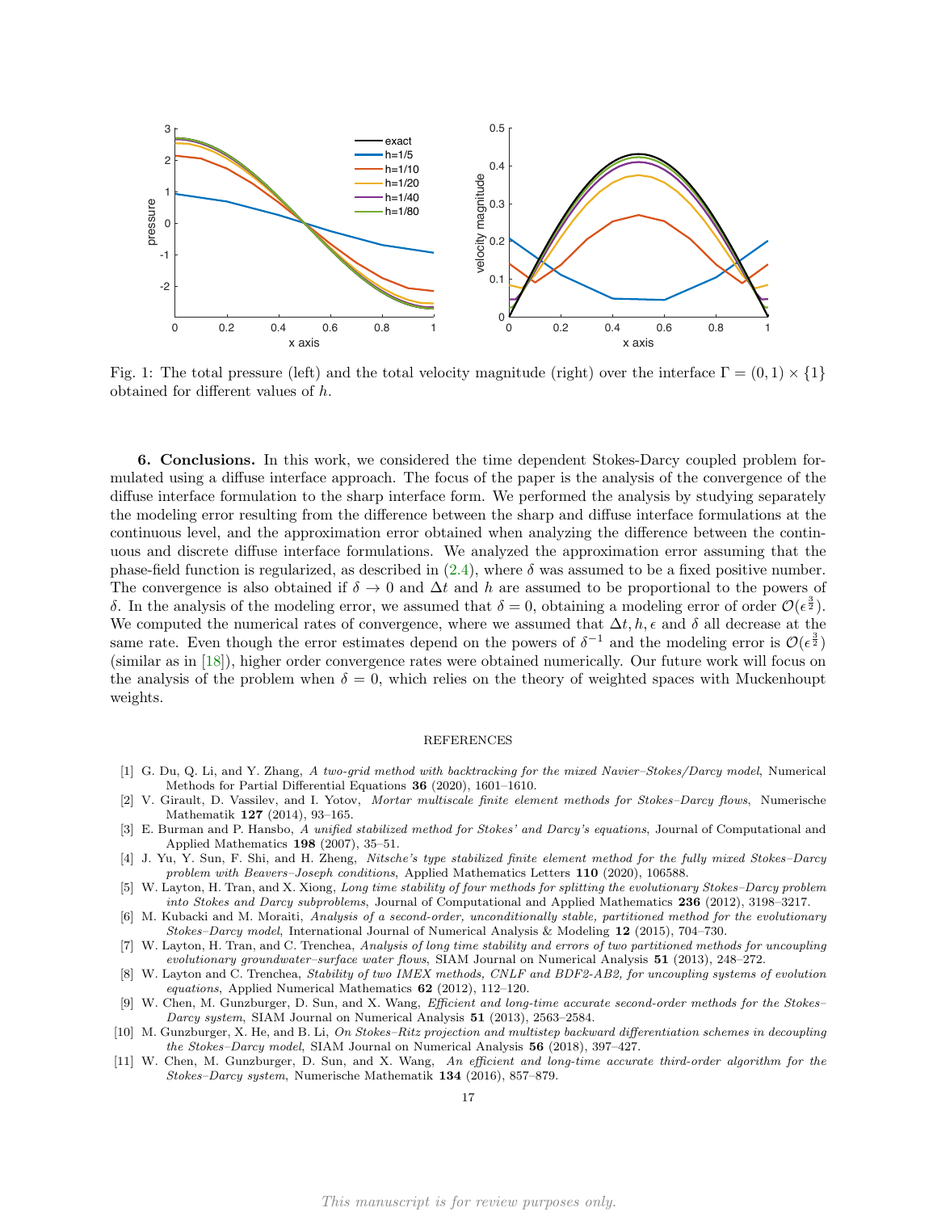Fig. 1: The total pressure (left) and the total velocity magnitude (right) over the interface $\Gamma = (0, 1) \times \{1\}$ obtained for different values of $h$.

**6. Conclusions.** In this work, we considered the time dependent Stokes-Darcy coupled problem formulated using a diffuse interface approach. The focus of the paper is the analysis of the convergence of the diffuse interface formulation to the sharp interface form. We performed the analysis by studying separately the modeling error resulting from the difference between the sharp and diffuse interface formulations at the continuous level, and the approximation error obtained when analyzing the difference between the continuous and discrete diffuse interface formulations. We analyzed the approximation error assuming that the phase-field function is regularized, as described in (2.4), where $\delta$ was assumed to be a fixed positive number. The convergence is also obtained if $\delta \to 0$ and $\Delta t$ and $h$ are assumed to be proportional to the powers of $\delta$. In the analysis of the modeling error, we assumed that $\delta = 0$, obtaining a modeling error of order $\mathcal{O}(\epsilon^{\frac{3}{2}})$. We computed the numerical rates of convergence, where we assumed that $\Delta t, h, \epsilon$ and $\delta$ all decrease at the same rate. Even though the error estimates depend on the powers of $\delta^{-1}$ and the modeling error is $\mathcal{O}(\epsilon^{\frac{3}{2}})$ (similar as in [18]), higher order convergence rates were obtained numerically. Our future work will focus on the analysis of the problem when $\delta = 0$, which relies on the theory of weighted spaces with Muckenhoupt weights.

## REFERENCES

[1] G. Du, Q. Li, and Y. Zhang, *A two-grid method with backtracking for the mixed Navier–Stokes/Darcy model*, Numerical Methods for Partial Differential Equations **36** (2020), 1601–1610.

[2] V. Girault, D. Vassilev, and I. Yotov, *Mortar multiscale finite element methods for Stokes–Darcy flows*, Numerische Mathematik **127** (2014), 93–165.

[3] E. Burman and P. Hansbo, *A unified stabilized method for Stokes' and Darcy's equations*, Journal of Computational and Applied Mathematics **198** (2007), 35–51.

[4] J. Yu, Y. Sun, F. Shi, and H. Zheng, *Nitsche's type stabilized finite element method for the fully mixed Stokes–Darcy problem with Beavers–Joseph conditions*, Applied Mathematics Letters **110** (2020), 106588.

[5] W. Layton, H. Tran, and X. Xiong, *Long time stability of four methods for splitting the evolutionary Stokes–Darcy problem into Stokes and Darcy subproblems*, Journal of Computational and Applied Mathematics **236** (2012), 3198–3217.

[6] M. Kubacki and M. Moraiti, *Analysis of a second-order, unconditionally stable, partitioned method for the evolutionary Stokes–Darcy model*, International Journal of Numerical Analysis & Modeling **12** (2015), 704–730.

[7] W. Layton, H. Tran, and C. Trenchea, *Analysis of long time stability and errors of two partitioned methods for uncoupling evolutionary groundwater–surface water flows*, SIAM Journal on Numerical Analysis **51** (2013), 248–272.

[8] W. Layton and C. Trenchea, *Stability of two IMEX methods, CNLF and BDF2-AB2, for uncoupling systems of evolution equations*, Applied Numerical Mathematics **62** (2012), 112–120.

[9] W. Chen, M. Gunzburger, D. Sun, and X. Wang, *Efficient and long-time accurate second-order methods for the Stokes–Darcy system*, SIAM Journal on Numerical Analysis **51** (2013), 2563–2584.

[10] M. Gunzburger, X. He, and B. Li, *On Stokes–Ritz projection and multistep backward differentiation schemes in decoupling the Stokes–Darcy model*, SIAM Journal on Numerical Analysis **56** (2018), 397–427.

[11] W. Chen, M. Gunzburger, D. Sun, and X. Wang, *An efficient and long-time accurate third-order algorithm for the Stokes–Darcy system*, Numerische Mathematik **134** (2016), 857–879.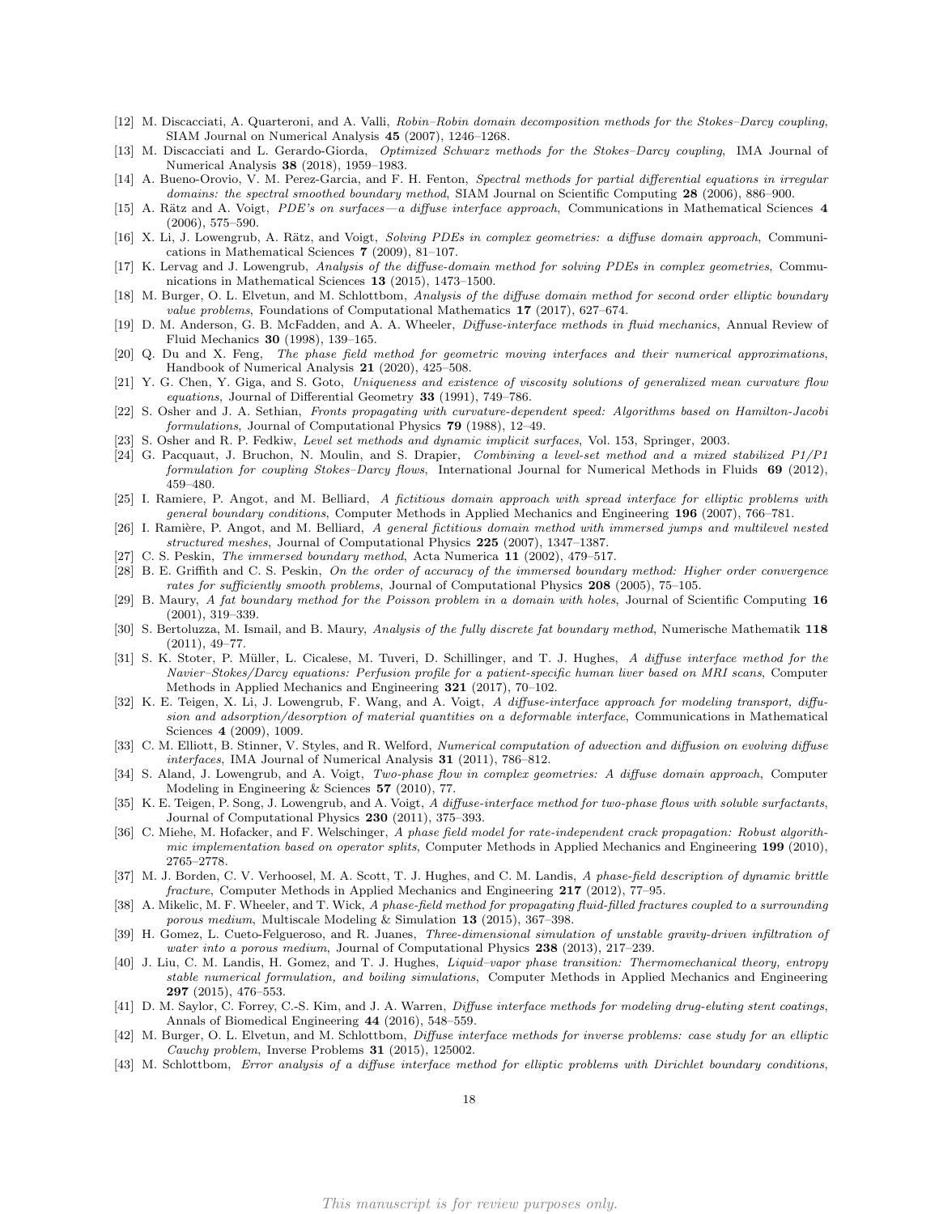[12] M. Discacciati, A. Quarteroni, and A. Valli, *Robin–Robin domain decomposition methods for the Stokes–Darcy coupling*, SIAM Journal on Numerical Analysis **45** (2007), 1246–1268.

[13] M. Discacciati and L. Gerardo-Giorda, *Optimized Schwarz methods for the Stokes–Darcy coupling*, IMA Journal of Numerical Analysis **38** (2018), 1959–1983.

[14] A. Bueno-Orovio, V. M. Perez-Garcia, and F. H. Fenton, *Spectral methods for partial differential equations in irregular domains: the spectral smoothed boundary method*, SIAM Journal on Scientific Computing **28** (2006), 886–900.

[15] A. Rätz and A. Voigt, *PDE's on surfaces—a diffuse interface approach*, Communications in Mathematical Sciences **4** (2006), 575–590.

[16] X. Li, J. Lowengrub, A. Rätz, and Voigt, *Solving PDEs in complex geometries: a diffuse domain approach*, Communications in Mathematical Sciences **7** (2009), 81–107.

[17] K. Lervag and J. Lowengrub, *Analysis of the diffuse-domain method for solving PDEs in complex geometries*, Communications in Mathematical Sciences **13** (2015), 1473–1500.

[18] M. Burger, O. L. Elvetun, and M. Schlottbom, *Analysis of the diffuse domain method for second order elliptic boundary value problems*, Foundations of Computational Mathematics **17** (2017), 627–674.

[19] D. M. Anderson, G. B. McFadden, and A. A. Wheeler, *Diffuse-interface methods in fluid mechanics*, Annual Review of Fluid Mechanics **30** (1998), 139–165.

[20] Q. Du and X. Feng, *The phase field method for geometric moving interfaces and their numerical approximations*, Handbook of Numerical Analysis **21** (2020), 425–508.

[21] Y. G. Chen, Y. Giga, and S. Goto, *Uniqueness and existence of viscosity solutions of generalized mean curvature flow equations*, Journal of Differential Geometry **33** (1991), 749–786.

[22] S. Osher and J. A. Sethian, *Fronts propagating with curvature-dependent speed: Algorithms based on Hamilton-Jacobi formulations*, Journal of Computational Physics **79** (1988), 12–49.

[23] S. Osher and R. P. Fedkiw, *Level set methods and dynamic implicit surfaces*, Vol. 153, Springer, 2003.

[24] G. Pacquaut, J. Bruchon, N. Moulin, and S. Drapier, *Combining a level-set method and a mixed stabilized P1/P1 formulation for coupling Stokes–Darcy flows*, International Journal for Numerical Methods in Fluids **69** (2012), 459–480.

[25] I. Ramiere, P. Angot, and M. Belliard, *A fictitious domain approach with spread interface for elliptic problems with general boundary conditions*, Computer Methods in Applied Mechanics and Engineering **196** (2007), 766–781.

[26] I. Ramière, P. Angot, and M. Belliard, *A general fictitious domain method with immersed jumps and multilevel nested structured meshes*, Journal of Computational Physics **225** (2007), 1347–1387.

[27] C. S. Peskin, *The immersed boundary method*, Acta Numerica **11** (2002), 479–517.

[28] B. E. Griffith and C. S. Peskin, *On the order of accuracy of the immersed boundary method: Higher order convergence rates for sufficiently smooth problems*, Journal of Computational Physics **208** (2005), 75–105.

[29] B. Maury, *A fat boundary method for the Poisson problem in a domain with holes*, Journal of Scientific Computing **16** (2001), 319–339.

[30] S. Bertoluzza, M. Ismail, and B. Maury, *Analysis of the fully discrete fat boundary method*, Numerische Mathematik **118** (2011), 49–77.

[31] S. K. Stoter, P. Müller, L. Cicalese, M. Tuveri, D. Schillinger, and T. J. Hughes, *A diffuse interface method for the Navier–Stokes/Darcy equations: Perfusion profile for a patient-specific human liver based on MRI scans*, Computer Methods in Applied Mechanics and Engineering **321** (2017), 70–102.

[32] K. E. Teigen, X. Li, J. Lowengrub, F. Wang, and A. Voigt, *A diffuse-interface approach for modeling transport, diffusion and adsorption/desorption of material quantities on a deformable interface*, Communications in Mathematical Sciences **4** (2009), 1009.

[33] C. M. Elliott, B. Stinner, V. Styles, and R. Welford, *Numerical computation of advection and diffusion on evolving diffuse interfaces*, IMA Journal of Numerical Analysis **31** (2011), 786–812.

[34] S. Aland, J. Lowengrub, and A. Voigt, *Two-phase flow in complex geometries: A diffuse domain approach*, Computer Modeling in Engineering & Sciences **57** (2010), 77.

[35] K. E. Teigen, P. Song, J. Lowengrub, and A. Voigt, *A diffuse-interface method for two-phase flows with soluble surfactants*, Journal of Computational Physics **230** (2011), 375–393.

[36] C. Miehe, M. Hofacker, and F. Welschinger, *A phase field model for rate-independent crack propagation: Robust algorithmic implementation based on operator splits*, Computer Methods in Applied Mechanics and Engineering **199** (2010), 2765–2778.

[37] M. J. Borden, C. V. Verhoosel, M. A. Scott, T. J. Hughes, and C. M. Landis, *A phase-field description of dynamic brittle fracture*, Computer Methods in Applied Mechanics and Engineering **217** (2012), 77–95.

[38] A. Mikelic, M. F. Wheeler, and T. Wick, *A phase-field method for propagating fluid-filled fractures coupled to a surrounding porous medium*, Multiscale Modeling & Simulation **13** (2015), 367–398.

[39] H. Gomez, L. Cueto-Felgueroso, and R. Juanes, *Three-dimensional simulation of unstable gravity-driven infiltration of water into a porous medium*, Journal of Computational Physics **238** (2013), 217–239.

[40] J. Liu, C. M. Landis, H. Gomez, and T. J. Hughes, *Liquid–vapor phase transition: Thermomechanical theory, entropy stable numerical formulation, and boiling simulations*, Computer Methods in Applied Mechanics and Engineering **297** (2015), 476–553.

[41] D. M. Saylor, C. Forrey, C.-S. Kim, and J. A. Warren, *Diffuse interface methods for modeling drug-eluting stent coatings*, Annals of Biomedical Engineering **44** (2016), 548–559.

[42] M. Burger, O. L. Elvetun, and M. Schlottbom, *Diffuse interface methods for inverse problems: case study for an elliptic Cauchy problem*, Inverse Problems **31** (2015), 125002.

[43] M. Schlottbom, *Error analysis of a diffuse interface method for elliptic problems with Dirichlet boundary conditions*,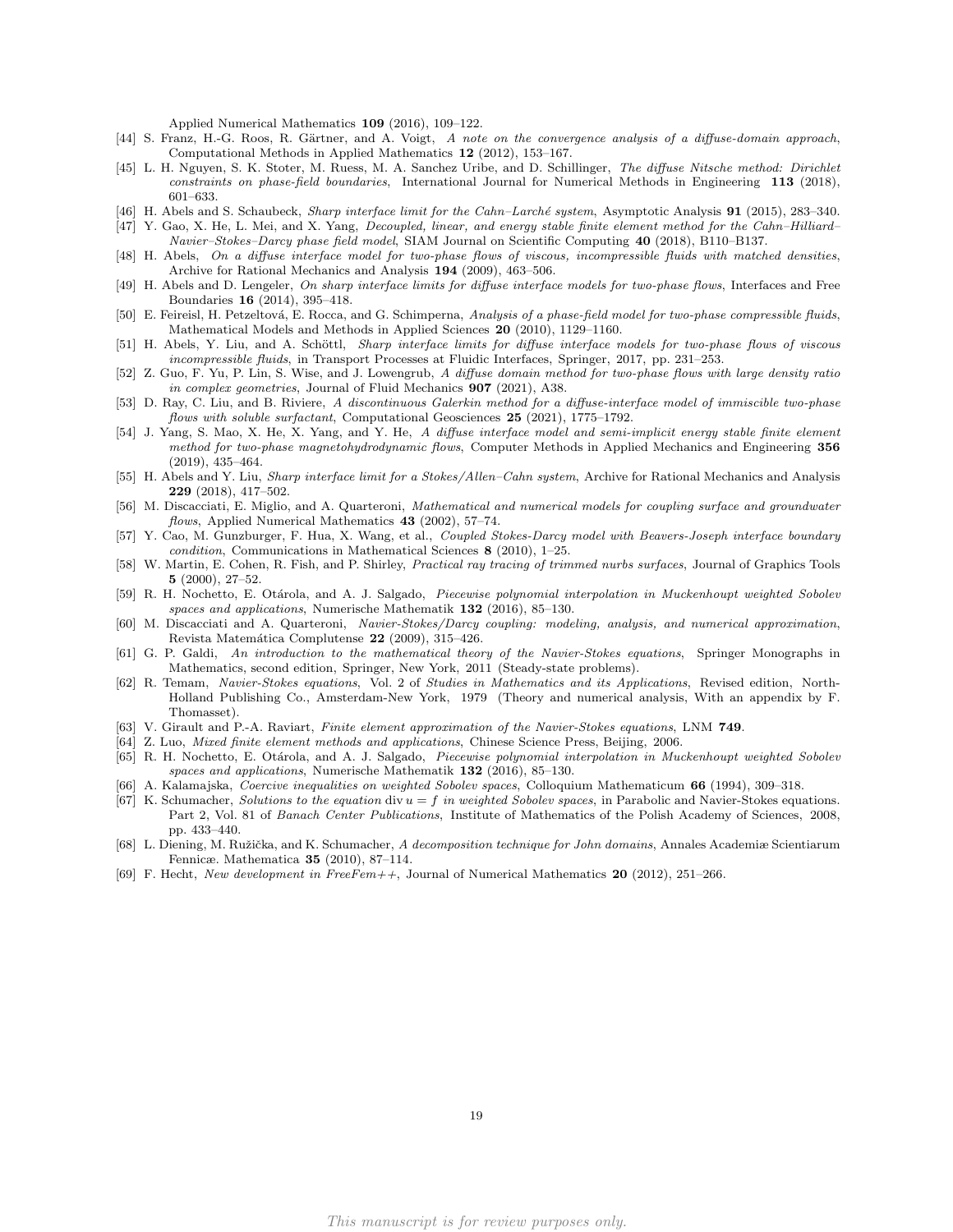Applied Numerical Mathematics **109** (2016), 109–122.

[44] S. Franz, H.-G. Roos, R. Gärtner, and A. Voigt, *A note on the convergence analysis of a diffuse-domain approach*, Computational Methods in Applied Mathematics **12** (2012), 153–167.

[45] L. H. Nguyen, S. K. Stoter, M. Ruess, M. A. Sanchez Uribe, and D. Schillinger, *The diffuse Nitsche method: Dirichlet constraints on phase-field boundaries*, International Journal for Numerical Methods in Engineering **113** (2018), 601–633.

[46] H. Abels and S. Schaubeck, *Sharp interface limit for the Cahn–Larché system*, Asymptotic Analysis **91** (2015), 283–340.

[47] Y. Gao, X. He, L. Mei, and X. Yang, *Decoupled, linear, and energy stable finite element method for the Cahn–Hilliard–Navier–Stokes–Darcy phase field model*, SIAM Journal on Scientific Computing **40** (2018), B110–B137.

[48] H. Abels, *On a diffuse interface model for two-phase flows of viscous, incompressible fluids with matched densities*, Archive for Rational Mechanics and Analysis **194** (2009), 463–506.

[49] H. Abels and D. Lengeler, *On sharp interface limits for diffuse interface models for two-phase flows*, Interfaces and Free Boundaries **16** (2014), 395–418.

[50] E. Feireisl, H. Petzeltová, E. Rocca, and G. Schimperna, *Analysis of a phase-field model for two-phase compressible fluids*, Mathematical Models and Methods in Applied Sciences **20** (2010), 1129–1160.

[51] H. Abels, Y. Liu, and A. Schöttl, *Sharp interface limits for diffuse interface models for two-phase flows of viscous incompressible fluids*, in Transport Processes at Fluidic Interfaces, Springer, 2017, pp. 231–253.

[52] Z. Guo, F. Yu, P. Lin, S. Wise, and J. Lowengrub, *A diffuse domain method for two-phase flows with large density ratio in complex geometries*, Journal of Fluid Mechanics **907** (2021), A38.

[53] D. Ray, C. Liu, and B. Riviere, *A discontinuous Galerkin method for a diffuse-interface model of immiscible two-phase flows with soluble surfactant*, Computational Geosciences **25** (2021), 1775–1792.

[54] J. Yang, S. Mao, X. He, X. Yang, and Y. He, *A diffuse interface model and semi-implicit energy stable finite element method for two-phase magnetohydrodynamic flows*, Computer Methods in Applied Mechanics and Engineering **356** (2019), 435–464.

[55] H. Abels and Y. Liu, *Sharp interface limit for a Stokes/Allen–Cahn system*, Archive for Rational Mechanics and Analysis **229** (2018), 417–502.

[56] M. Discacciati, E. Miglio, and A. Quarteroni, *Mathematical and numerical models for coupling surface and groundwater flows*, Applied Numerical Mathematics **43** (2002), 57–74.

[57] Y. Cao, M. Gunzburger, F. Hua, X. Wang, et al., *Coupled Stokes-Darcy model with Beavers-Joseph interface boundary condition*, Communications in Mathematical Sciences **8** (2010), 1–25.

[58] W. Martin, E. Cohen, R. Fish, and P. Shirley, *Practical ray tracing of trimmed nurbs surfaces*, Journal of Graphics Tools **5** (2000), 27–52.

[59] R. H. Nochetto, E. Otárola, and A. J. Salgado, *Piecewise polynomial interpolation in Muckenhoupt weighted Sobolev spaces and applications*, Numerische Mathematik **132** (2016), 85–130.

[60] M. Discacciati and A. Quarteroni, *Navier-Stokes/Darcy coupling: modeling, analysis, and numerical approximation*, Revista Matemática Complutense **22** (2009), 315–426.

[61] G. P. Galdi, *An introduction to the mathematical theory of the Navier-Stokes equations*, Springer Monographs in Mathematics, second edition, Springer, New York, 2011 (Steady-state problems).

[62] R. Temam, *Navier-Stokes equations*, Vol. 2 of *Studies in Mathematics and its Applications*, Revised edition, North-Holland Publishing Co., Amsterdam-New York, 1979 (Theory and numerical analysis, With an appendix by F. Thomasset).

[63] V. Girault and P.-A. Raviart, *Finite element approximation of the Navier-Stokes equations*, LNM **749**.

[64] Z. Luo, *Mixed finite element methods and applications*, Chinese Science Press, Beijing, 2006.

[65] R. H. Nochetto, E. Otárola, and A. J. Salgado, *Piecewise polynomial interpolation in Muckenhoupt weighted Sobolev spaces and applications*, Numerische Mathematik **132** (2016), 85–130.

[66] A. Kalamajska, *Coercive inequalities on weighted Sobolev spaces*, Colloquium Mathematicum **66** (1994), 309–318.

[67] K. Schumacher, *Solutions to the equation* $\operatorname{div} u = f$ *in weighted Sobolev spaces*, in Parabolic and Navier-Stokes equations. Part 2, Vol. 81 of *Banach Center Publications*, Institute of Mathematics of the Polish Academy of Sciences, 2008, pp. 433–440.

[68] L. Diening, M. Ružička, and K. Schumacher, *A decomposition technique for John domains*, Annales Academiæ Scientiarum Fennicæ. Mathematica **35** (2010), 87–114.

[69] F. Hecht, *New development in FreeFem++*, Journal of Numerical Mathematics **20** (2012), 251–266.

*This manuscript is for review purposes only.*